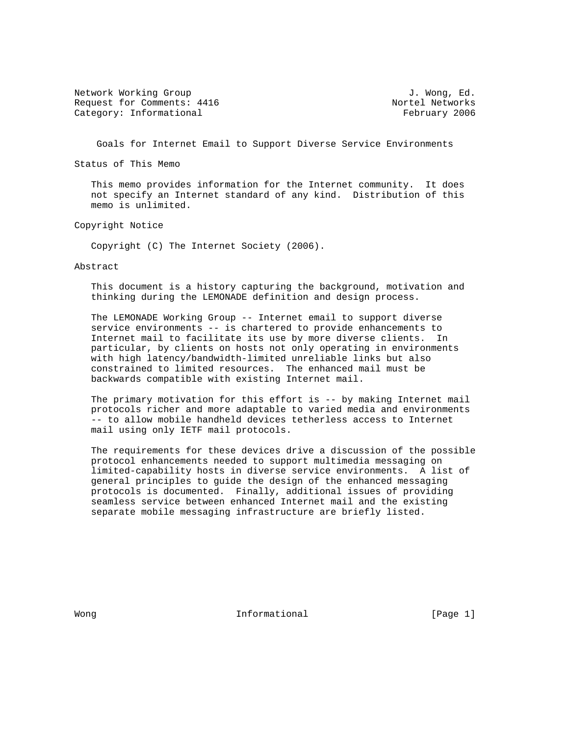Network Working Group J. Wong, Ed.
Request for Comments: 4416 Nortel Networks
Category: Informational February 2006

# Goals for Internet Email to Support Diverse Service Environments

## Status of This Memo

This memo provides information for the Internet community. It does not specify an Internet standard of any kind. Distribution of this memo is unlimited.

## Copyright Notice

Copyright (C) The Internet Society (2006).

## Abstract

This document is a history capturing the background, motivation and thinking during the LEMONADE definition and design process.

The LEMONADE Working Group -- Internet email to support diverse service environments -- is chartered to provide enhancements to Internet mail to facilitate its use by more diverse clients. In particular, by clients on hosts not only operating in environments with high latency/bandwidth-limited unreliable links but also constrained to limited resources. The enhanced mail must be backwards compatible with existing Internet mail.

The primary motivation for this effort is -- by making Internet mail protocols richer and more adaptable to varied media and environments -- to allow mobile handheld devices tetherless access to Internet mail using only IETF mail protocols.

The requirements for these devices drive a discussion of the possible protocol enhancements needed to support multimedia messaging on limited-capability hosts in diverse service environments. A list of general principles to guide the design of the enhanced messaging protocols is documented. Finally, additional issues of providing seamless service between enhanced Internet mail and the existing separate mobile messaging infrastructure are briefly listed.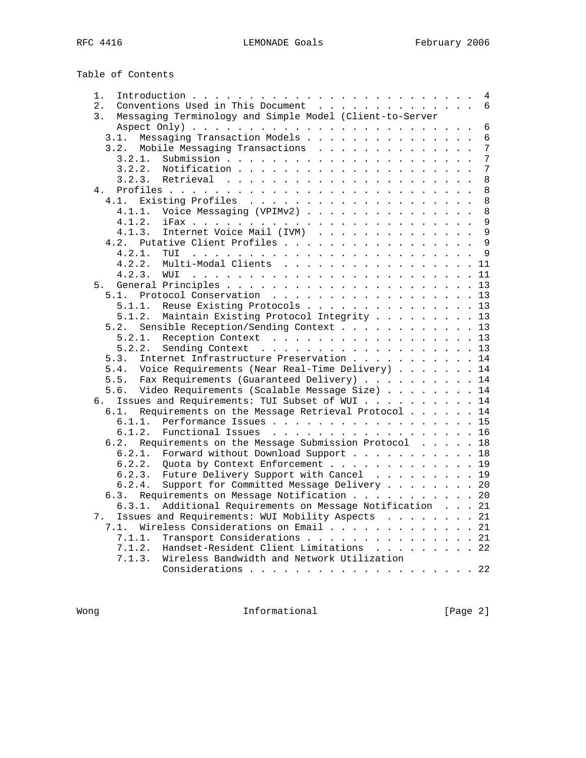Table of Contents

```
   1.  Introduction . . . . . . . . . . . . . . . . . . . . . . . . .  4
   2.  Conventions Used in This Document  . . . . . . . . . . . . . .  6
   3.  Messaging Terminology and Simple Model (Client-to-Server
       Aspect Only) . . . . . . . . . . . . . . . . . . . . . . . . .  6
     3.1.  Messaging Transaction Models . . . . . . . . . . . . . . .  6
     3.2.  Mobile Messaging Transactions  . . . . . . . . . . . . . .  7
       3.2.1.  Submission . . . . . . . . . . . . . . . . . . . . . .  7
       3.2.2.  Notification . . . . . . . . . . . . . . . . . . . . .  7
       3.2.3.  Retrieval  . . . . . . . . . . . . . . . . . . . . . .  8
   4.  Profiles . . . . . . . . . . . . . . . . . . . . . . . . . . .  8
     4.1.  Existing Profiles  . . . . . . . . . . . . . . . . . . . .  8
       4.1.1.  Voice Messaging (VPIMv2) . . . . . . . . . . . . . . .  8
       4.1.2.  iFax . . . . . . . . . . . . . . . . . . . . . . . . .  9
       4.1.3.  Internet Voice Mail (IVM)  . . . . . . . . . . . . . .  9
     4.2.  Putative Client Profiles . . . . . . . . . . . . . . . . .  9
       4.2.1.  TUI  . . . . . . . . . . . . . . . . . . . . . . . . .  9
       4.2.2.  Multi-Modal Clients  . . . . . . . . . . . . . . . . . 11
       4.2.3.  WUI  . . . . . . . . . . . . . . . . . . . . . . . . . 11
   5.  General Principles . . . . . . . . . . . . . . . . . . . . . . 13
     5.1.  Protocol Conservation  . . . . . . . . . . . . . . . . . . 13
       5.1.1.  Reuse Existing Protocols . . . . . . . . . . . . . . . 13
       5.1.2.  Maintain Existing Protocol Integrity . . . . . . . . . 13
     5.2.  Sensible Reception/Sending Context . . . . . . . . . . . . 13
       5.2.1.  Reception Context  . . . . . . . . . . . . . . . . . . 13
       5.2.2.  Sending Context  . . . . . . . . . . . . . . . . . . . 13
     5.3.  Internet Infrastructure Preservation . . . . . . . . . . . 14
     5.4.  Voice Requirements (Near Real-Time Delivery) . . . . . . . 14
     5.5.  Fax Requirements (Guaranteed Delivery) . . . . . . . . . . 14
     5.6.  Video Requirements (Scalable Message Size) . . . . . . . . 14
   6.  Issues and Requirements: TUI Subset of WUI . . . . . . . . . . 14
     6.1.  Requirements on the Message Retrieval Protocol . . . . . . 14
       6.1.1.  Performance Issues . . . . . . . . . . . . . . . . . . 15
       6.1.2.  Functional Issues  . . . . . . . . . . . . . . . . . . 16
     6.2.  Requirements on the Message Submission Protocol  . . . . . 18
       6.2.1.  Forward without Download Support . . . . . . . . . . . 18
       6.2.2.  Quota by Context Enforcement . . . . . . . . . . . . . 19
       6.2.3.  Future Delivery Support with Cancel  . . . . . . . . . 19
       6.2.4.  Support for Committed Message Delivery . . . . . . . . 20
     6.3.  Requirements on Message Notification . . . . . . . . . . . 20
       6.3.1.  Additional Requirements on Message Notification  . . . 21
   7.  Issues and Requirements: WUI Mobility Aspects  . . . . . . . . 21
     7.1.  Wireless Considerations on Email . . . . . . . . . . . . . 21
       7.1.1.  Transport Considerations . . . . . . . . . . . . . . . 21
       7.1.2.  Handset-Resident Client Limitations  . . . . . . . . . 22
       7.1.3.  Wireless Bandwidth and Network Utilization
               Considerations . . . . . . . . . . . . . . . . . . . . 22
```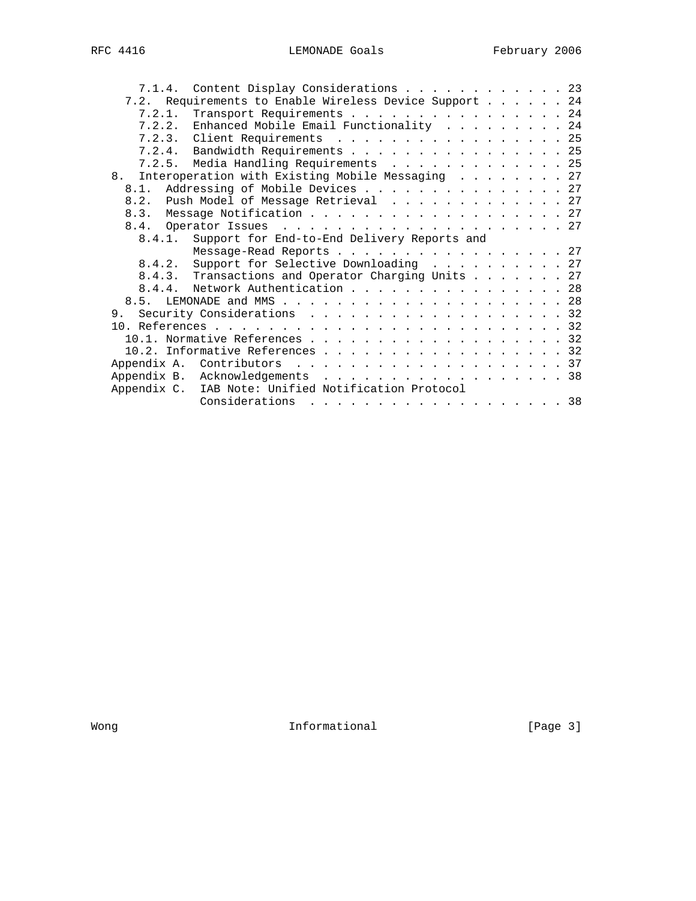```
      7.1.4.  Content Display Considerations . . . . . . . . . . . . 23
    7.2.  Requirements to Enable Wireless Device Support . . . . . . 24
      7.2.1.  Transport Requirements . . . . . . . . . . . . . . . . 24
      7.2.2.  Enhanced Mobile Email Functionality  . . . . . . . . . 24
      7.2.3.  Client Requirements  . . . . . . . . . . . . . . . . . 25
      7.2.4.  Bandwidth Requirements . . . . . . . . . . . . . . . . 25
      7.2.5.  Media Handling Requirements  . . . . . . . . . . . . . 25
  8.  Interoperation with Existing Mobile Messaging  . . . . . . . . 27
    8.1.  Addressing of Mobile Devices . . . . . . . . . . . . . . . 27
    8.2.  Push Model of Message Retrieval  . . . . . . . . . . . . . 27
    8.3.  Message Notification . . . . . . . . . . . . . . . . . . . 27
    8.4.  Operator Issues  . . . . . . . . . . . . . . . . . . . . . 27
      8.4.1.  Support for End-to-End Delivery Reports and
              Message-Read Reports . . . . . . . . . . . . . . . . . 27
      8.4.2.  Support for Selective Downloading  . . . . . . . . . . 27
      8.4.3.  Transactions and Operator Charging Units . . . . . . . 27
      8.4.4.  Network Authentication . . . . . . . . . . . . . . . . 28
    8.5.  LEMONADE and MMS . . . . . . . . . . . . . . . . . . . . . 28
  9.  Security Considerations  . . . . . . . . . . . . . . . . . . . 32
  10. References . . . . . . . . . . . . . . . . . . . . . . . . . . 32
    10.1. Normative References . . . . . . . . . . . . . . . . . . . 32
    10.2. Informative References . . . . . . . . . . . . . . . . . . 32
  Appendix A.  Contributors  . . . . . . . . . . . . . . . . . . . . 37
  Appendix B.  Acknowledgements  . . . . . . . . . . . . . . . . . . 38
  Appendix C.  IAB Note: Unified Notification Protocol
               Considerations  . . . . . . . . . . . . . . . . . . . 38
```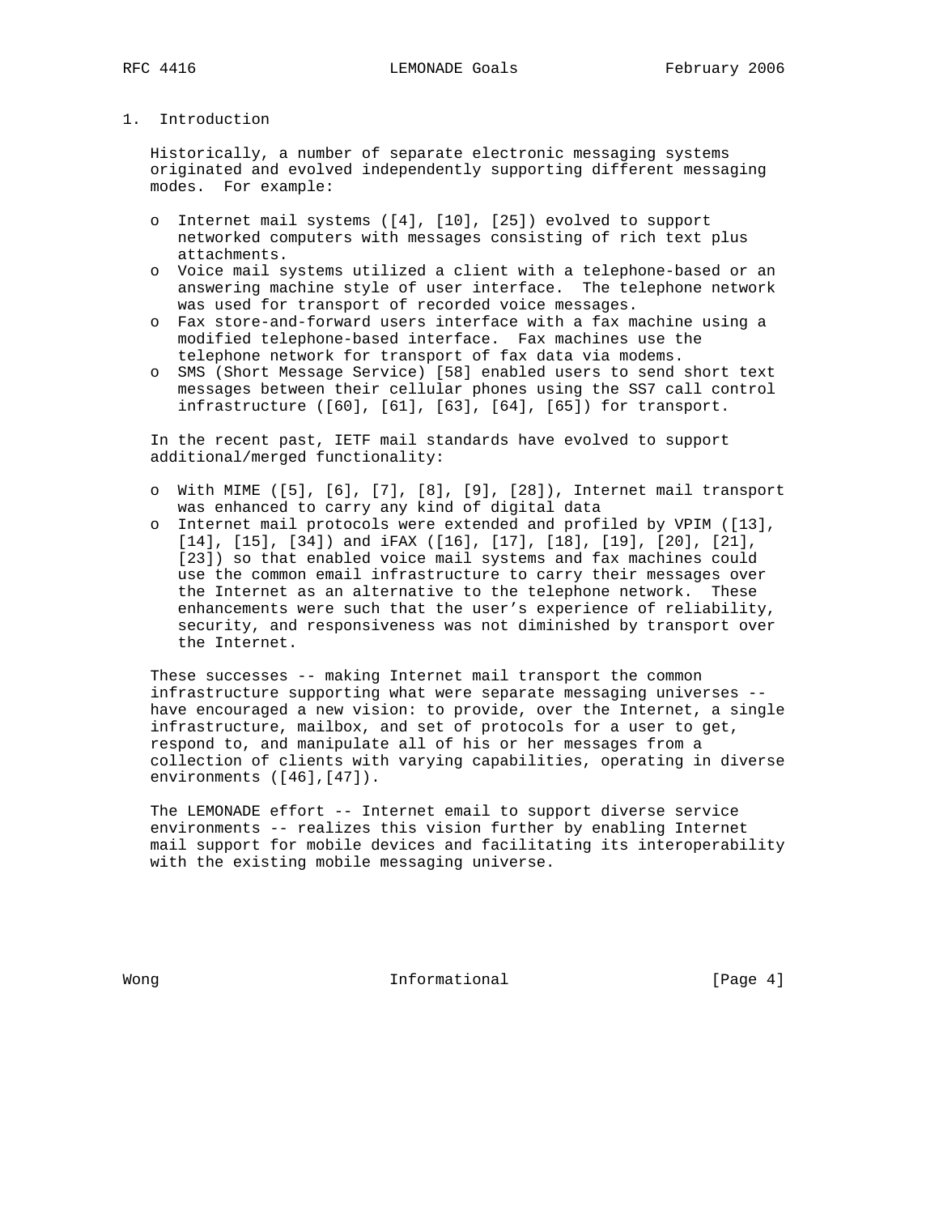# 1. Introduction

Historically, a number of separate electronic messaging systems originated and evolved independently supporting different messaging modes. For example:

- Internet mail systems ([4], [10], [25]) evolved to support networked computers with messages consisting of rich text plus attachments.
- Voice mail systems utilized a client with a telephone-based or an answering machine style of user interface. The telephone network was used for transport of recorded voice messages.
- Fax store-and-forward users interface with a fax machine using a modified telephone-based interface. Fax machines use the telephone network for transport of fax data via modems.
- SMS (Short Message Service) [58] enabled users to send short text messages between their cellular phones using the SS7 call control infrastructure ([60], [61], [63], [64], [65]) for transport.

In the recent past, IETF mail standards have evolved to support additional/merged functionality:

- With MIME ([5], [6], [7], [8], [9], [28]), Internet mail transport was enhanced to carry any kind of digital data
- Internet mail protocols were extended and profiled by VPIM ([13], [14], [15], [34]) and iFAX ([16], [17], [18], [19], [20], [21], [23]) so that enabled voice mail systems and fax machines could use the common email infrastructure to carry their messages over the Internet as an alternative to the telephone network. These enhancements were such that the user's experience of reliability, security, and responsiveness was not diminished by transport over the Internet.

These successes -- making Internet mail transport the common infrastructure supporting what were separate messaging universes -- have encouraged a new vision: to provide, over the Internet, a single infrastructure, mailbox, and set of protocols for a user to get, respond to, and manipulate all of his or her messages from a collection of clients with varying capabilities, operating in diverse environments ([46],[47]).

The LEMONADE effort -- Internet email to support diverse service environments -- realizes this vision further by enabling Internet mail support for mobile devices and facilitating its interoperability with the existing mobile messaging universe.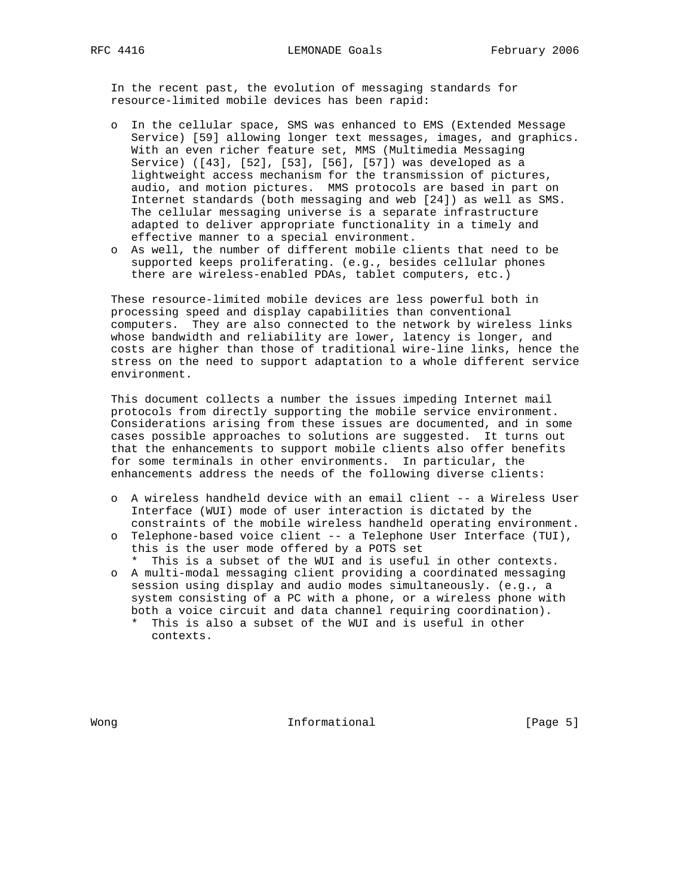In the recent past, the evolution of messaging standards for resource-limited mobile devices has been rapid:

- In the cellular space, SMS was enhanced to EMS (Extended Message Service) [59] allowing longer text messages, images, and graphics. With an even richer feature set, MMS (Multimedia Messaging Service) ([43], [52], [53], [56], [57]) was developed as a lightweight access mechanism for the transmission of pictures, audio, and motion pictures. MMS protocols are based in part on Internet standards (both messaging and web [24]) as well as SMS. The cellular messaging universe is a separate infrastructure adapted to deliver appropriate functionality in a timely and effective manner to a special environment.
- As well, the number of different mobile clients that need to be supported keeps proliferating. (e.g., besides cellular phones there are wireless-enabled PDAs, tablet computers, etc.)

These resource-limited mobile devices are less powerful both in processing speed and display capabilities than conventional computers. They are also connected to the network by wireless links whose bandwidth and reliability are lower, latency is longer, and costs are higher than those of traditional wire-line links, hence the stress on the need to support adaptation to a whole different service environment.

This document collects a number the issues impeding Internet mail protocols from directly supporting the mobile service environment. Considerations arising from these issues are documented, and in some cases possible approaches to solutions are suggested. It turns out that the enhancements to support mobile clients also offer benefits for some terminals in other environments. In particular, the enhancements address the needs of the following diverse clients:

- A wireless handheld device with an email client -- a Wireless User Interface (WUI) mode of user interaction is dictated by the constraints of the mobile wireless handheld operating environment.
- Telephone-based voice client -- a Telephone User Interface (TUI), this is the user mode offered by a POTS set
  - This is a subset of the WUI and is useful in other contexts.
- A multi-modal messaging client providing a coordinated messaging session using display and audio modes simultaneously. (e.g., a system consisting of a PC with a phone, or a wireless phone with both a voice circuit and data channel requiring coordination).
  - This is also a subset of the WUI and is useful in other contexts.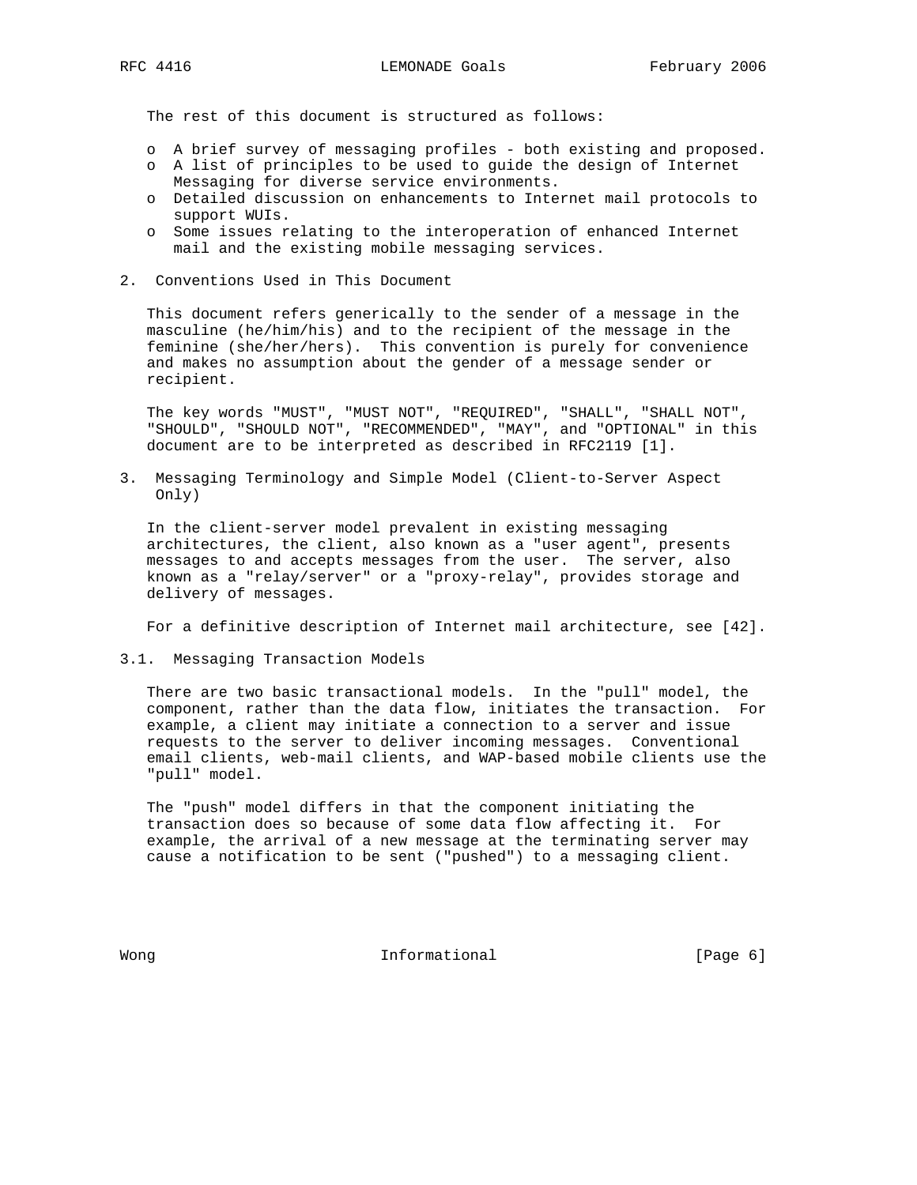The rest of this document is structured as follows:

- A brief survey of messaging profiles - both existing and proposed.
- A list of principles to be used to guide the design of Internet Messaging for diverse service environments.
- Detailed discussion on enhancements to Internet mail protocols to support WUIs.
- Some issues relating to the interoperation of enhanced Internet mail and the existing mobile messaging services.

## 2. Conventions Used in This Document

This document refers generically to the sender of a message in the masculine (he/him/his) and to the recipient of the message in the feminine (she/her/hers). This convention is purely for convenience and makes no assumption about the gender of a message sender or recipient.

The key words "MUST", "MUST NOT", "REQUIRED", "SHALL", "SHALL NOT", "SHOULD", "SHOULD NOT", "RECOMMENDED", "MAY", and "OPTIONAL" in this document are to be interpreted as described in RFC2119 [1].

## 3. Messaging Terminology and Simple Model (Client-to-Server Aspect Only)

In the client-server model prevalent in existing messaging architectures, the client, also known as a "user agent", presents messages to and accepts messages from the user. The server, also known as a "relay/server" or a "proxy-relay", provides storage and delivery of messages.

For a definitive description of Internet mail architecture, see [42].

### 3.1. Messaging Transaction Models

There are two basic transactional models. In the "pull" model, the component, rather than the data flow, initiates the transaction. For example, a client may initiate a connection to a server and issue requests to the server to deliver incoming messages. Conventional email clients, web-mail clients, and WAP-based mobile clients use the "pull" model.

The "push" model differs in that the component initiating the transaction does so because of some data flow affecting it. For example, the arrival of a new message at the terminating server may cause a notification to be sent ("pushed") to a messaging client.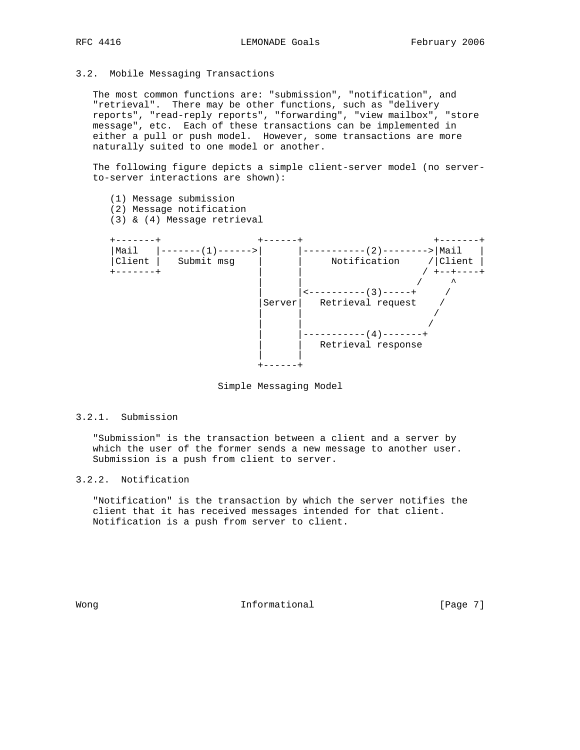### 3.2. Mobile Messaging Transactions

The most common functions are: "submission", "notification", and "retrieval". There may be other functions, such as "delivery reports", "read-reply reports", "forwarding", "view mailbox", "store message", etc. Each of these transactions can be implemented in either a pull or push model. However, some transactions are more naturally suited to one model or another.

The following figure depicts a simple client-server model (no server-to-server interactions are shown):

```
   (1) Message submission
   (2) Message notification
   (3) & (4) Message retrieval

   +-------+                 +------+                       +-------+
   |Mail   |-------(1)------>|      |-----------(2)-------->|Mail   |
   |Client |   Submit msg    |      |     Notification     /|Client |
   +-------+                 |      |                     / +--+----+
                             |      |                    /     ^
                             |      |<----------(3)-----+     /
                             |Server|   Retrieval request    /
                             |      |                       /
                             |      |                      /
                             |      |-----------(4)-------+
                             |      |   Retrieval response
                             |      |
                             +------+

                       Simple Messaging Model
```

#### 3.2.1. Submission

"Submission" is the transaction between a client and a server by which the user of the former sends a new message to another user. Submission is a push from client to server.

#### 3.2.2. Notification

"Notification" is the transaction by which the server notifies the client that it has received messages intended for that client. Notification is a push from server to client.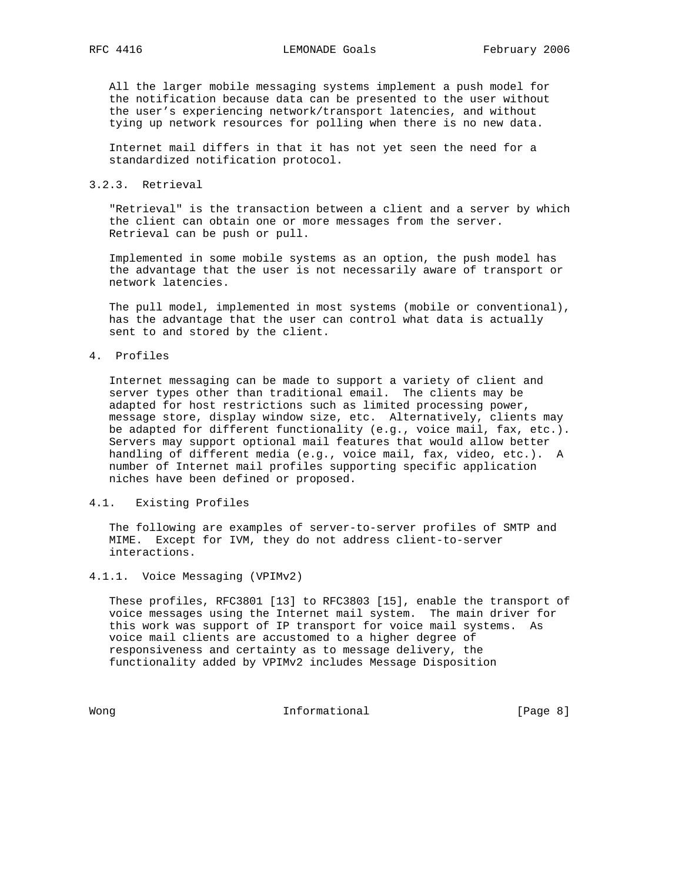All the larger mobile messaging systems implement a push model for the notification because data can be presented to the user without the user's experiencing network/transport latencies, and without tying up network resources for polling when there is no new data.

Internet mail differs in that it has not yet seen the need for a standardized notification protocol.

#### 3.2.3. Retrieval

"Retrieval" is the transaction between a client and a server by which the client can obtain one or more messages from the server. Retrieval can be push or pull.

Implemented in some mobile systems as an option, the push model has the advantage that the user is not necessarily aware of transport or network latencies.

The pull model, implemented in most systems (mobile or conventional), has the advantage that the user can control what data is actually sent to and stored by the client.

## 4. Profiles

Internet messaging can be made to support a variety of client and server types other than traditional email. The clients may be adapted for host restrictions such as limited processing power, message store, display window size, etc. Alternatively, clients may be adapted for different functionality (e.g., voice mail, fax, etc.). Servers may support optional mail features that would allow better handling of different media (e.g., voice mail, fax, video, etc.). A number of Internet mail profiles supporting specific application niches have been defined or proposed.

### 4.1. Existing Profiles

The following are examples of server-to-server profiles of SMTP and MIME. Except for IVM, they do not address client-to-server interactions.

#### 4.1.1. Voice Messaging (VPIMv2)

These profiles, RFC3801 [13] to RFC3803 [15], enable the transport of voice messages using the Internet mail system. The main driver for this work was support of IP transport for voice mail systems. As voice mail clients are accustomed to a higher degree of responsiveness and certainty as to message delivery, the functionality added by VPIMv2 includes Message Disposition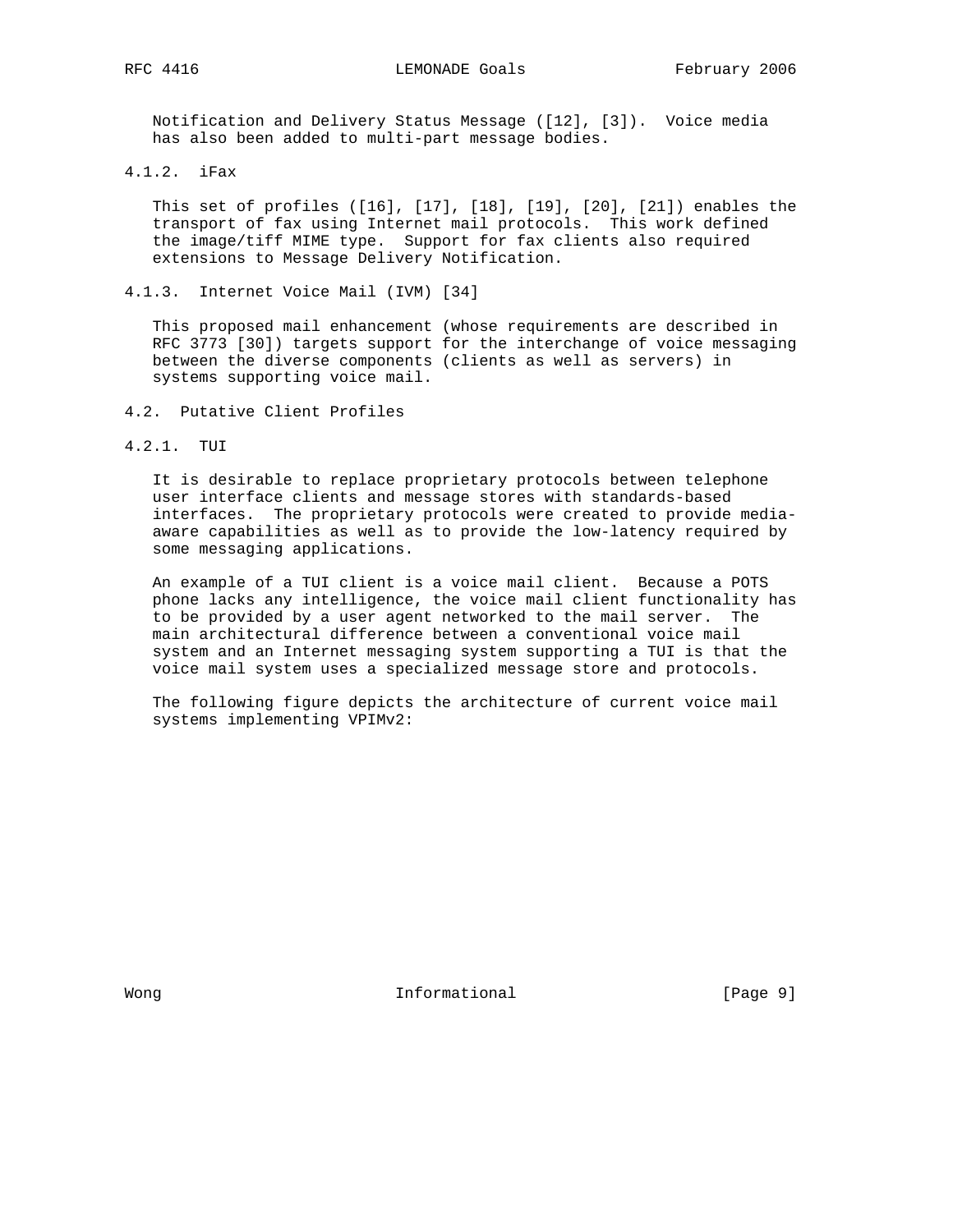Notification and Delivery Status Message ([12], [3]). Voice media has also been added to multi-part message bodies.

#### 4.1.2. iFax

This set of profiles ([16], [17], [18], [19], [20], [21]) enables the transport of fax using Internet mail protocols. This work defined the image/tiff MIME type. Support for fax clients also required extensions to Message Delivery Notification.

#### 4.1.3. Internet Voice Mail (IVM) [34]

This proposed mail enhancement (whose requirements are described in RFC 3773 [30]) targets support for the interchange of voice messaging between the diverse components (clients as well as servers) in systems supporting voice mail.

### 4.2. Putative Client Profiles

#### 4.2.1. TUI

It is desirable to replace proprietary protocols between telephone user interface clients and message stores with standards-based interfaces. The proprietary protocols were created to provide media-aware capabilities as well as to provide the low-latency required by some messaging applications.

An example of a TUI client is a voice mail client. Because a POTS phone lacks any intelligence, the voice mail client functionality has to be provided by a user agent networked to the mail server. The main architectural difference between a conventional voice mail system and an Internet messaging system supporting a TUI is that the voice mail system uses a specialized message store and protocols.

The following figure depicts the architecture of current voice mail systems implementing VPIMv2: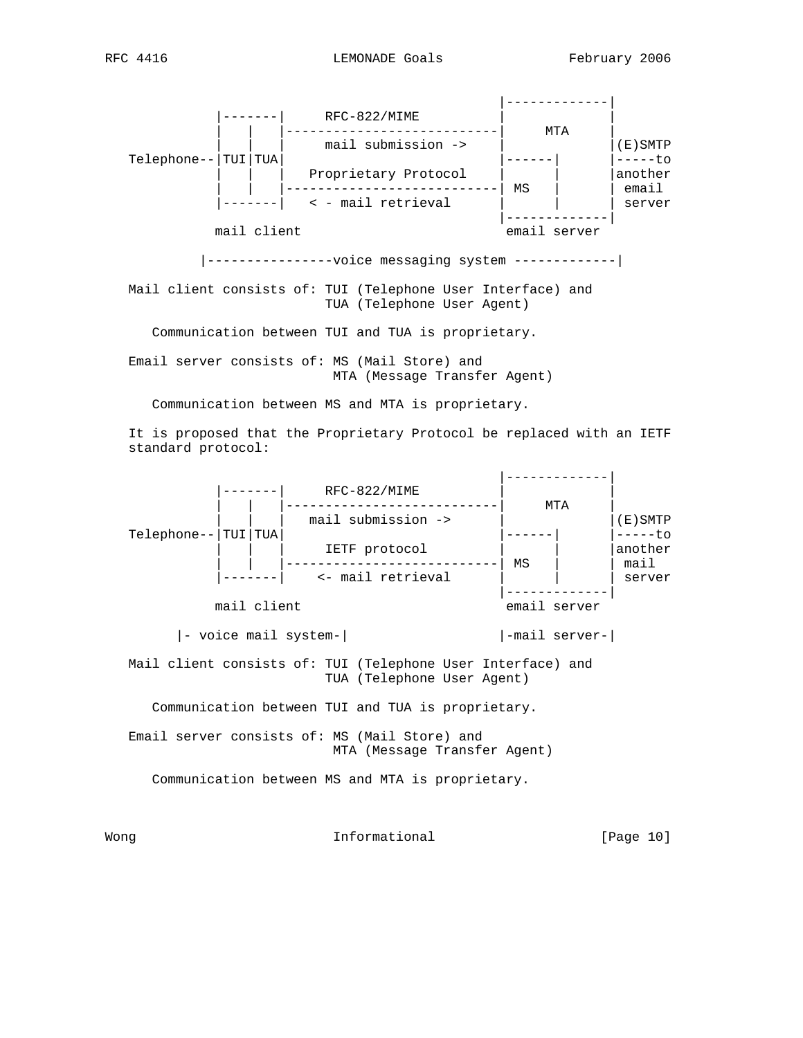```
                                        |-------------|
           |-------|     RFC-822/MIME       |             |
           |   |   |---------------------------|     MTA     |
           |   |   |     mail submission ->    |             |(E)SMTP
Telephone--|TUI|TUA|                           |------|      |-----to
           |   |   |   Proprietary Protocol    |      |      |another
           |   |   |---------------------------| MS   |      | email
           |-------|   < - mail retrieval      |      |      | server
                                        |-------------|
          mail client                    email server

        |----------------voice messaging system -------------|
```

Mail client consists of: TUI (Telephone User Interface) and
TUA (Telephone User Agent)

Communication between TUI and TUA is proprietary.

Email server consists of: MS (Mail Store) and
MTA (Message Transfer Agent)

Communication between MS and MTA is proprietary.

It is proposed that the Proprietary Protocol be replaced with an IETF standard protocol:

```
                                        |-------------|
           |-------|     RFC-822/MIME       |             |
           |   |   |---------------------------|     MTA     |
           |   |   |   mail submission ->      |             |(E)SMTP
Telephone--|TUI|TUA|                           |------|      |-----to
           |   |   |     IETF protocol         |      |      |another
           |   |   |---------------------------| MS   |      | mail
           |-------|    <- mail retrieval      |      |      | server
                                        |-------------|
          mail client                    email server

     |- voice mail system-|                |-mail server-|
```

Mail client consists of: TUI (Telephone User Interface) and
TUA (Telephone User Agent)

Communication between TUI and TUA is proprietary.

Email server consists of: MS (Mail Store) and
MTA (Message Transfer Agent)

Communication between MS and MTA is proprietary.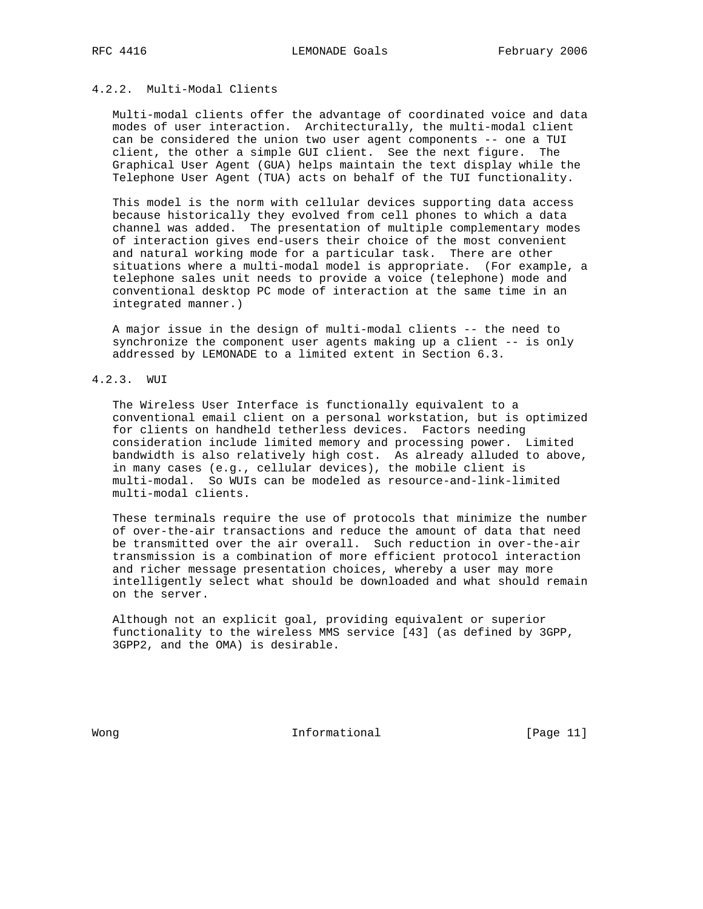#### 4.2.2. Multi-Modal Clients

Multi-modal clients offer the advantage of coordinated voice and data modes of user interaction. Architecturally, the multi-modal client can be considered the union two user agent components -- one a TUI client, the other a simple GUI client. See the next figure. The Graphical User Agent (GUA) helps maintain the text display while the Telephone User Agent (TUA) acts on behalf of the TUI functionality.

This model is the norm with cellular devices supporting data access because historically they evolved from cell phones to which a data channel was added. The presentation of multiple complementary modes of interaction gives end-users their choice of the most convenient and natural working mode for a particular task. There are other situations where a multi-modal model is appropriate. (For example, a telephone sales unit needs to provide a voice (telephone) mode and conventional desktop PC mode of interaction at the same time in an integrated manner.)

A major issue in the design of multi-modal clients -- the need to synchronize the component user agents making up a client -- is only addressed by LEMONADE to a limited extent in Section 6.3.

#### 4.2.3. WUI

The Wireless User Interface is functionally equivalent to a conventional email client on a personal workstation, but is optimized for clients on handheld tetherless devices. Factors needing consideration include limited memory and processing power. Limited bandwidth is also relatively high cost. As already alluded to above, in many cases (e.g., cellular devices), the mobile client is multi-modal. So WUIs can be modeled as resource-and-link-limited multi-modal clients.

These terminals require the use of protocols that minimize the number of over-the-air transactions and reduce the amount of data that need be transmitted over the air overall. Such reduction in over-the-air transmission is a combination of more efficient protocol interaction and richer message presentation choices, whereby a user may more intelligently select what should be downloaded and what should remain on the server.

Although not an explicit goal, providing equivalent or superior functionality to the wireless MMS service [43] (as defined by 3GPP, 3GPP2, and the OMA) is desirable.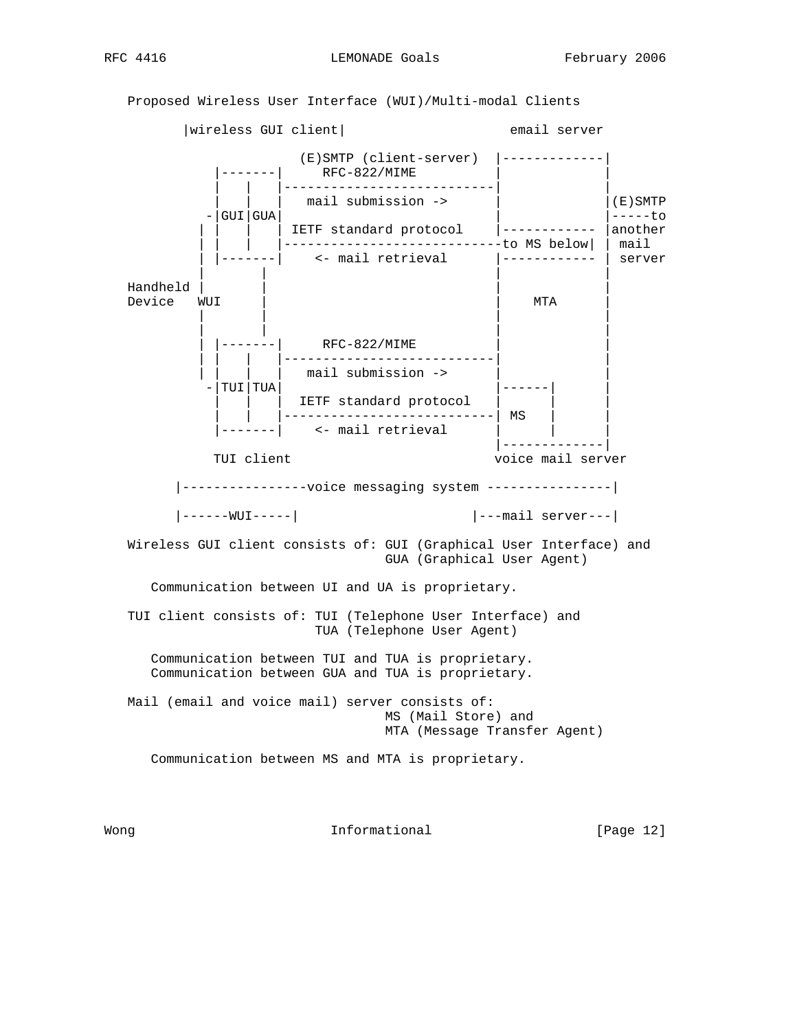Proposed Wireless User Interface (WUI)/Multi-modal Clients

```
        |wireless GUI client|                    email server

                      (E)SMTP (client-server)  |-------------|
            |-------|     RFC-822/MIME         |             |
            |   |   |--------------------------|             |
            |   |   |   mail submission ->     |             |(E)SMTP
          -|GUI|GUA|                           |             |-----to
          | |   |   | IETF standard protocol   |------------ |another
          | |   |   |---------------------------to MS below| | mail
          | |-------|    <- mail retrieval     |------------ | server
          |       |                            |             |
Handheld |       |                             |             |
Device   WUI     |                             |    MTA      |
          |       |                            |             |
          |       |                            |             |
          | |-------|     RFC-822/MIME         |             |
          | |   |   |--------------------------|             |
          | |   |   |   mail submission ->     |             |
          -|TUI|TUA|                           |------|      |
            |   |   |  IETF standard protocol  |      |      |
            |   |   |--------------------------| MS   |      |
            |-------|    <- mail retrieval     |      |      |
                                               |-------------|
            TUI client                         voice mail server

       |----------------voice messaging system ----------------|

       |------WUI-----|                     |---mail server---|
```

Wireless GUI client consists of: GUI (Graphical User Interface) and
                                 GUA (Graphical User Agent)

   Communication between UI and UA is proprietary.

TUI client consists of: TUI (Telephone User Interface) and
                        TUA (Telephone User Agent)

   Communication between TUI and TUA is proprietary.
   Communication between GUA and TUA is proprietary.

Mail (email and voice mail) server consists of:
                                 MS (Mail Store) and
                                 MTA (Message Transfer Agent)

   Communication between MS and MTA is proprietary.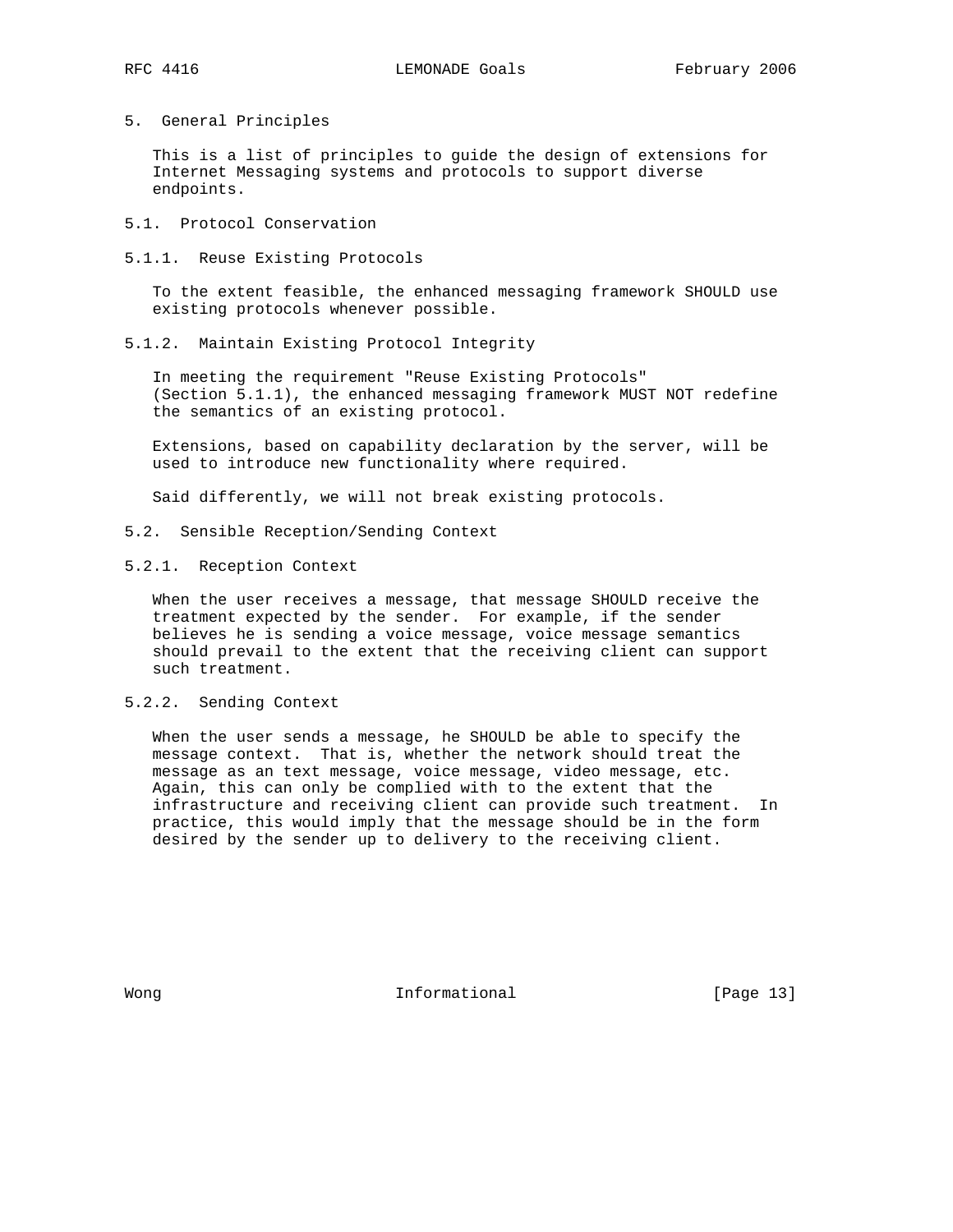## 5. General Principles

This is a list of principles to guide the design of extensions for Internet Messaging systems and protocols to support diverse endpoints.

### 5.1. Protocol Conservation

#### 5.1.1. Reuse Existing Protocols

To the extent feasible, the enhanced messaging framework SHOULD use existing protocols whenever possible.

#### 5.1.2. Maintain Existing Protocol Integrity

In meeting the requirement "Reuse Existing Protocols" (Section 5.1.1), the enhanced messaging framework MUST NOT redefine the semantics of an existing protocol.

Extensions, based on capability declaration by the server, will be used to introduce new functionality where required.

Said differently, we will not break existing protocols.

### 5.2. Sensible Reception/Sending Context

#### 5.2.1. Reception Context

When the user receives a message, that message SHOULD receive the treatment expected by the sender. For example, if the sender believes he is sending a voice message, voice message semantics should prevail to the extent that the receiving client can support such treatment.

#### 5.2.2. Sending Context

When the user sends a message, he SHOULD be able to specify the message context. That is, whether the network should treat the message as an text message, voice message, video message, etc. Again, this can only be complied with to the extent that the infrastructure and receiving client can provide such treatment. In practice, this would imply that the message should be in the form desired by the sender up to delivery to the receiving client.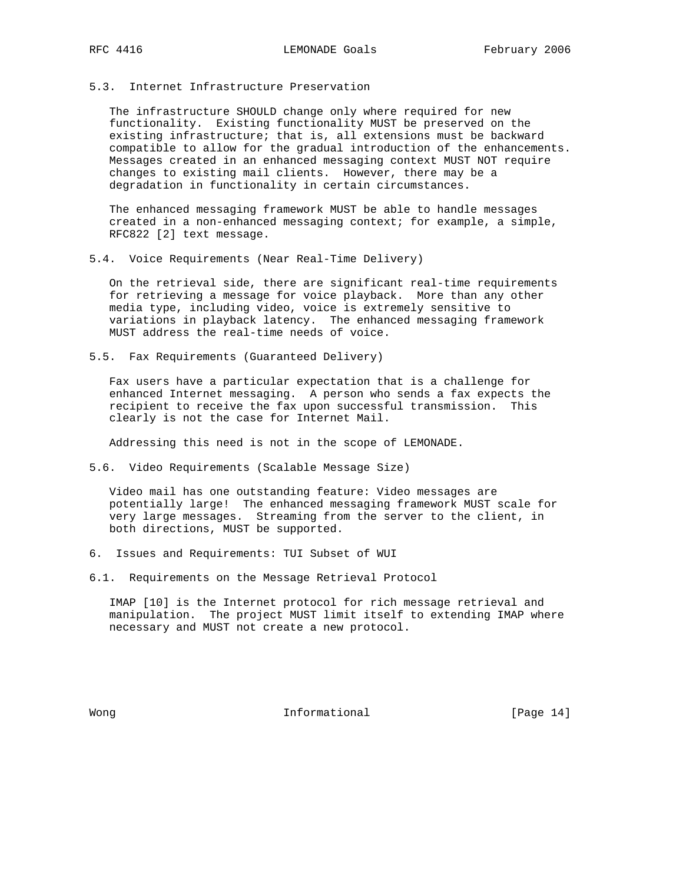### 5.3. Internet Infrastructure Preservation

The infrastructure SHOULD change only where required for new functionality. Existing functionality MUST be preserved on the existing infrastructure; that is, all extensions must be backward compatible to allow for the gradual introduction of the enhancements. Messages created in an enhanced messaging context MUST NOT require changes to existing mail clients. However, there may be a degradation in functionality in certain circumstances.

The enhanced messaging framework MUST be able to handle messages created in a non-enhanced messaging context; for example, a simple, RFC822 [2] text message.

### 5.4. Voice Requirements (Near Real-Time Delivery)

On the retrieval side, there are significant real-time requirements for retrieving a message for voice playback. More than any other media type, including video, voice is extremely sensitive to variations in playback latency. The enhanced messaging framework MUST address the real-time needs of voice.

### 5.5. Fax Requirements (Guaranteed Delivery)

Fax users have a particular expectation that is a challenge for enhanced Internet messaging. A person who sends a fax expects the recipient to receive the fax upon successful transmission. This clearly is not the case for Internet Mail.

Addressing this need is not in the scope of LEMONADE.

### 5.6. Video Requirements (Scalable Message Size)

Video mail has one outstanding feature: Video messages are potentially large! The enhanced messaging framework MUST scale for very large messages. Streaming from the server to the client, in both directions, MUST be supported.

## 6. Issues and Requirements: TUI Subset of WUI

### 6.1. Requirements on the Message Retrieval Protocol

IMAP [10] is the Internet protocol for rich message retrieval and manipulation. The project MUST limit itself to extending IMAP where necessary and MUST not create a new protocol.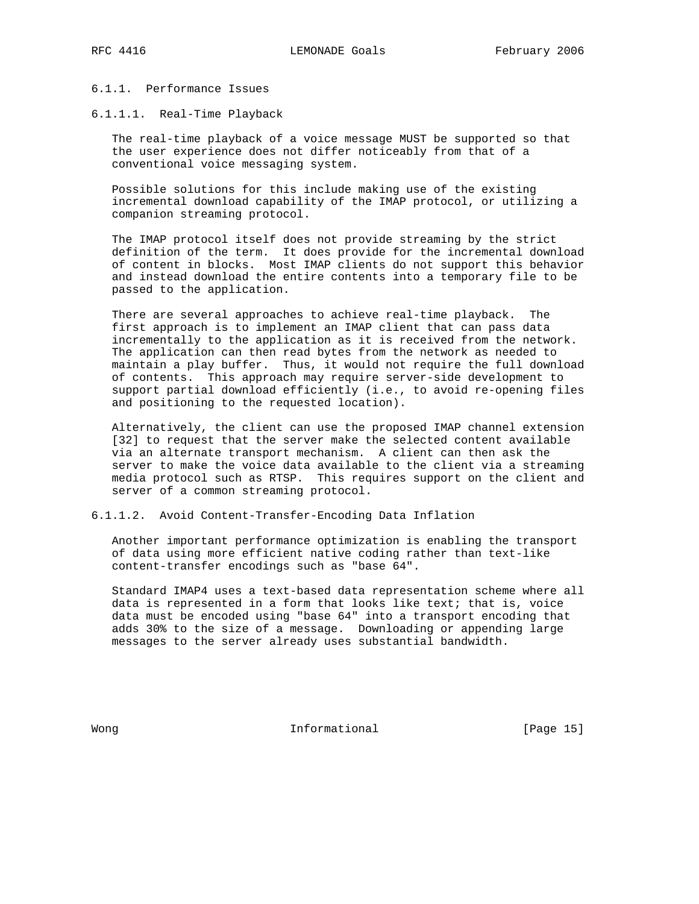#### 6.1.1. Performance Issues

##### 6.1.1.1. Real-Time Playback

The real-time playback of a voice message MUST be supported so that the user experience does not differ noticeably from that of a conventional voice messaging system.

Possible solutions for this include making use of the existing incremental download capability of the IMAP protocol, or utilizing a companion streaming protocol.

The IMAP protocol itself does not provide streaming by the strict definition of the term. It does provide for the incremental download of content in blocks. Most IMAP clients do not support this behavior and instead download the entire contents into a temporary file to be passed to the application.

There are several approaches to achieve real-time playback. The first approach is to implement an IMAP client that can pass data incrementally to the application as it is received from the network. The application can then read bytes from the network as needed to maintain a play buffer. Thus, it would not require the full download of contents. This approach may require server-side development to support partial download efficiently (i.e., to avoid re-opening files and positioning to the requested location).

Alternatively, the client can use the proposed IMAP channel extension [32] to request that the server make the selected content available via an alternate transport mechanism. A client can then ask the server to make the voice data available to the client via a streaming media protocol such as RTSP. This requires support on the client and server of a common streaming protocol.

##### 6.1.1.2. Avoid Content-Transfer-Encoding Data Inflation

Another important performance optimization is enabling the transport of data using more efficient native coding rather than text-like content-transfer encodings such as "base 64".

Standard IMAP4 uses a text-based data representation scheme where all data is represented in a form that looks like text; that is, voice data must be encoded using "base 64" into a transport encoding that adds 30% to the size of a message. Downloading or appending large messages to the server already uses substantial bandwidth.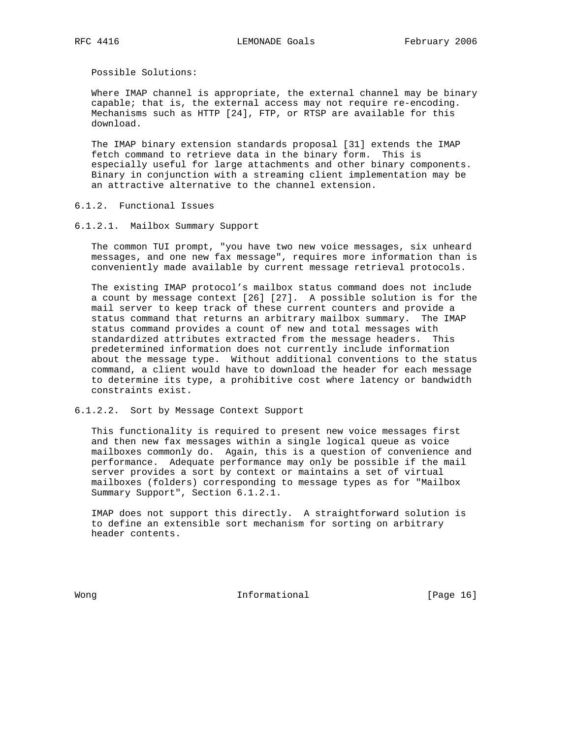Possible Solutions:

Where IMAP channel is appropriate, the external channel may be binary capable; that is, the external access may not require re-encoding. Mechanisms such as HTTP [24], FTP, or RTSP are available for this download.

The IMAP binary extension standards proposal [31] extends the IMAP fetch command to retrieve data in the binary form. This is especially useful for large attachments and other binary components. Binary in conjunction with a streaming client implementation may be an attractive alternative to the channel extension.

#### 6.1.2. Functional Issues

##### 6.1.2.1. Mailbox Summary Support

The common TUI prompt, "you have two new voice messages, six unheard messages, and one new fax message", requires more information than is conveniently made available by current message retrieval protocols.

The existing IMAP protocol's mailbox status command does not include a count by message context [26] [27]. A possible solution is for the mail server to keep track of these current counters and provide a status command that returns an arbitrary mailbox summary. The IMAP status command provides a count of new and total messages with standardized attributes extracted from the message headers. This predetermined information does not currently include information about the message type. Without additional conventions to the status command, a client would have to download the header for each message to determine its type, a prohibitive cost where latency or bandwidth constraints exist.

##### 6.1.2.2. Sort by Message Context Support

This functionality is required to present new voice messages first and then new fax messages within a single logical queue as voice mailboxes commonly do. Again, this is a question of convenience and performance. Adequate performance may only be possible if the mail server provides a sort by context or maintains a set of virtual mailboxes (folders) corresponding to message types as for "Mailbox Summary Support", Section 6.1.2.1.

IMAP does not support this directly. A straightforward solution is to define an extensible sort mechanism for sorting on arbitrary header contents.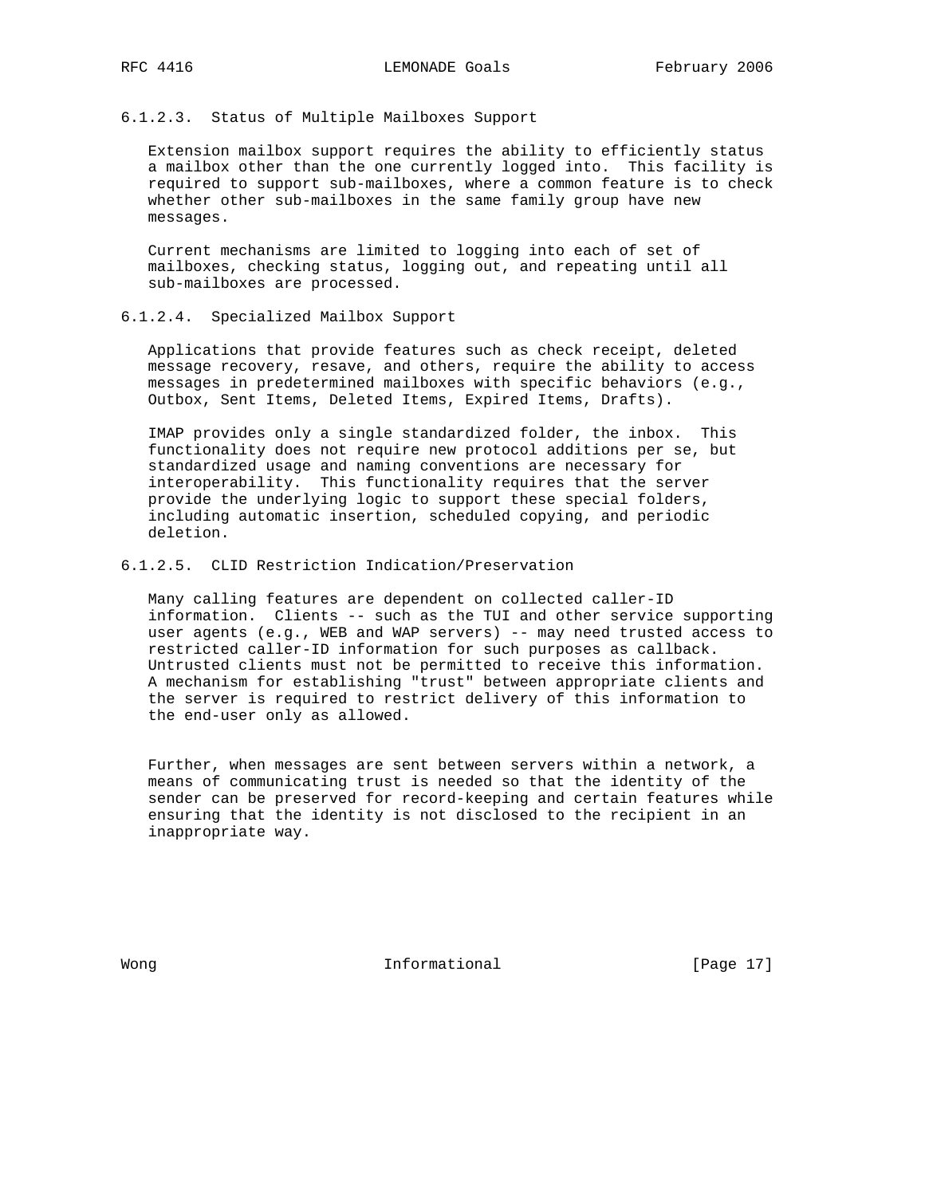#### 6.1.2.3. Status of Multiple Mailboxes Support

Extension mailbox support requires the ability to efficiently status a mailbox other than the one currently logged into. This facility is required to support sub-mailboxes, where a common feature is to check whether other sub-mailboxes in the same family group have new messages.

Current mechanisms are limited to logging into each of set of mailboxes, checking status, logging out, and repeating until all sub-mailboxes are processed.

#### 6.1.2.4. Specialized Mailbox Support

Applications that provide features such as check receipt, deleted message recovery, resave, and others, require the ability to access messages in predetermined mailboxes with specific behaviors (e.g., Outbox, Sent Items, Deleted Items, Expired Items, Drafts).

IMAP provides only a single standardized folder, the inbox. This functionality does not require new protocol additions per se, but standardized usage and naming conventions are necessary for interoperability. This functionality requires that the server provide the underlying logic to support these special folders, including automatic insertion, scheduled copying, and periodic deletion.

#### 6.1.2.5. CLID Restriction Indication/Preservation

Many calling features are dependent on collected caller-ID information. Clients -- such as the TUI and other service supporting user agents (e.g., WEB and WAP servers) -- may need trusted access to restricted caller-ID information for such purposes as callback. Untrusted clients must not be permitted to receive this information. A mechanism for establishing "trust" between appropriate clients and the server is required to restrict delivery of this information to the end-user only as allowed.

Further, when messages are sent between servers within a network, a means of communicating trust is needed so that the identity of the sender can be preserved for record-keeping and certain features while ensuring that the identity is not disclosed to the recipient in an inappropriate way.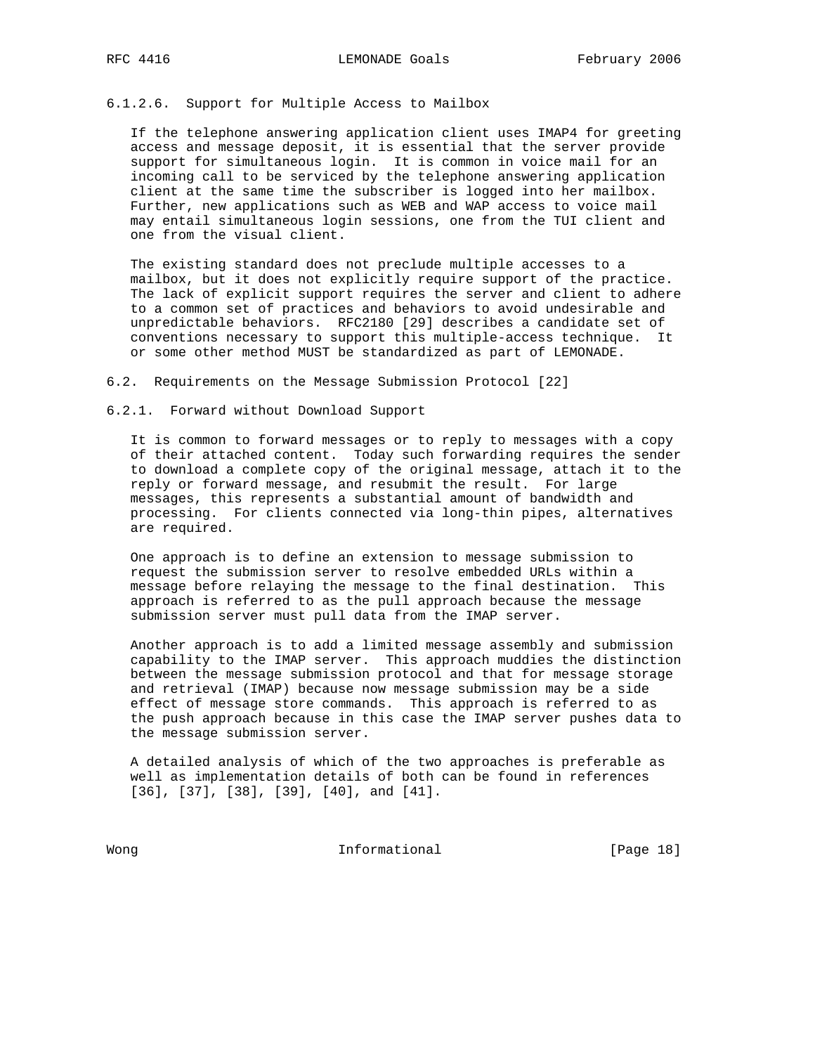#### 6.1.2.6. Support for Multiple Access to Mailbox

If the telephone answering application client uses IMAP4 for greeting access and message deposit, it is essential that the server provide support for simultaneous login. It is common in voice mail for an incoming call to be serviced by the telephone answering application client at the same time the subscriber is logged into her mailbox. Further, new applications such as WEB and WAP access to voice mail may entail simultaneous login sessions, one from the TUI client and one from the visual client.

The existing standard does not preclude multiple accesses to a mailbox, but it does not explicitly require support of the practice. The lack of explicit support requires the server and client to adhere to a common set of practices and behaviors to avoid undesirable and unpredictable behaviors. RFC2180 [29] describes a candidate set of conventions necessary to support this multiple-access technique. It or some other method MUST be standardized as part of LEMONADE.

## 6.2. Requirements on the Message Submission Protocol [22]

### 6.2.1. Forward without Download Support

It is common to forward messages or to reply to messages with a copy of their attached content. Today such forwarding requires the sender to download a complete copy of the original message, attach it to the reply or forward message, and resubmit the result. For large messages, this represents a substantial amount of bandwidth and processing. For clients connected via long-thin pipes, alternatives are required.

One approach is to define an extension to message submission to request the submission server to resolve embedded URLs within a message before relaying the message to the final destination. This approach is referred to as the pull approach because the message submission server must pull data from the IMAP server.

Another approach is to add a limited message assembly and submission capability to the IMAP server. This approach muddies the distinction between the message submission protocol and that for message storage and retrieval (IMAP) because now message submission may be a side effect of message store commands. This approach is referred to as the push approach because in this case the IMAP server pushes data to the message submission server.

A detailed analysis of which of the two approaches is preferable as well as implementation details of both can be found in references [36], [37], [38], [39], [40], and [41].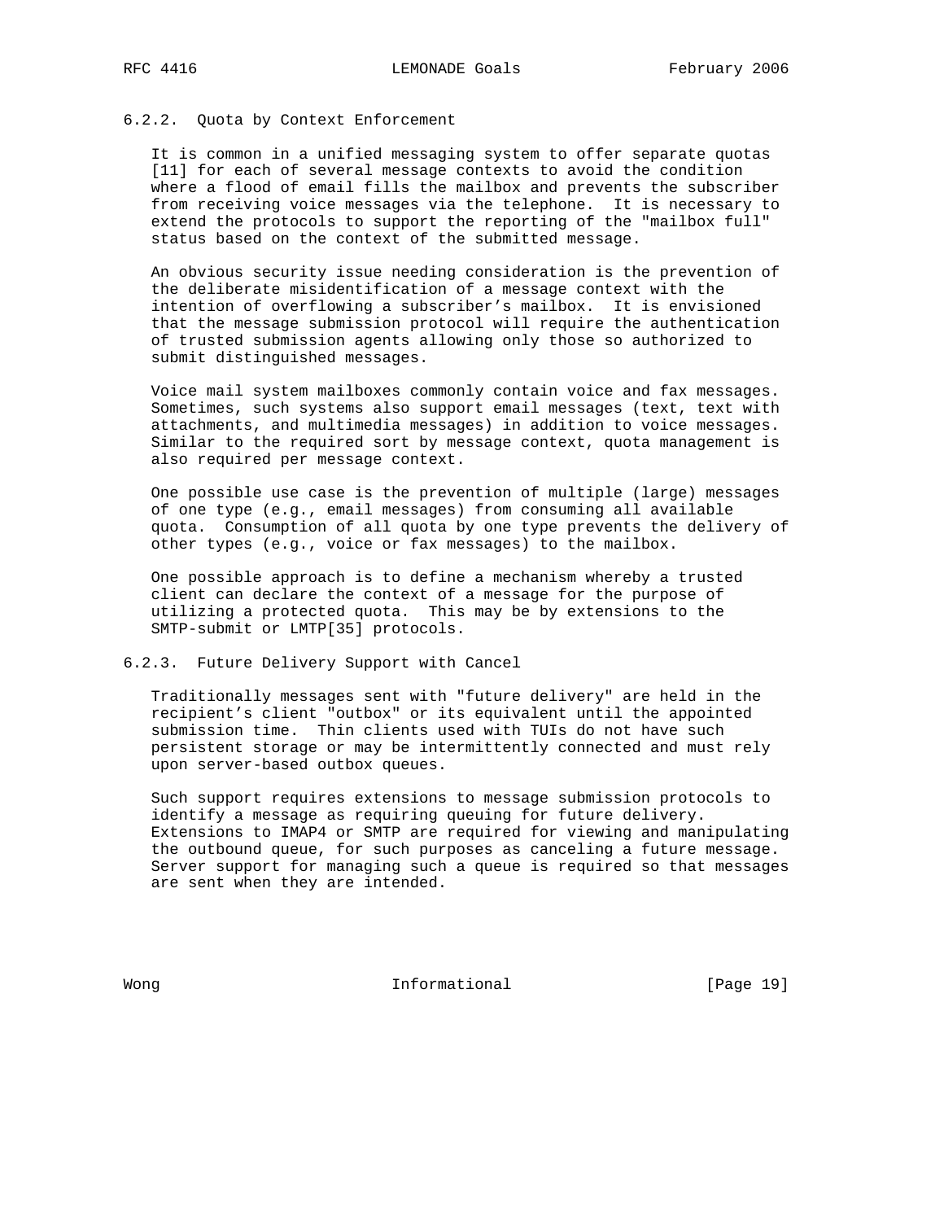### 6.2.2. Quota by Context Enforcement

It is common in a unified messaging system to offer separate quotas [11] for each of several message contexts to avoid the condition where a flood of email fills the mailbox and prevents the subscriber from receiving voice messages via the telephone. It is necessary to extend the protocols to support the reporting of the "mailbox full" status based on the context of the submitted message.

An obvious security issue needing consideration is the prevention of the deliberate misidentification of a message context with the intention of overflowing a subscriber's mailbox. It is envisioned that the message submission protocol will require the authentication of trusted submission agents allowing only those so authorized to submit distinguished messages.

Voice mail system mailboxes commonly contain voice and fax messages. Sometimes, such systems also support email messages (text, text with attachments, and multimedia messages) in addition to voice messages. Similar to the required sort by message context, quota management is also required per message context.

One possible use case is the prevention of multiple (large) messages of one type (e.g., email messages) from consuming all available quota. Consumption of all quota by one type prevents the delivery of other types (e.g., voice or fax messages) to the mailbox.

One possible approach is to define a mechanism whereby a trusted client can declare the context of a message for the purpose of utilizing a protected quota. This may be by extensions to the SMTP-submit or LMTP[35] protocols.

### 6.2.3. Future Delivery Support with Cancel

Traditionally messages sent with "future delivery" are held in the recipient's client "outbox" or its equivalent until the appointed submission time. Thin clients used with TUIs do not have such persistent storage or may be intermittently connected and must rely upon server-based outbox queues.

Such support requires extensions to message submission protocols to identify a message as requiring queuing for future delivery. Extensions to IMAP4 or SMTP are required for viewing and manipulating the outbound queue, for such purposes as canceling a future message. Server support for managing such a queue is required so that messages are sent when they are intended.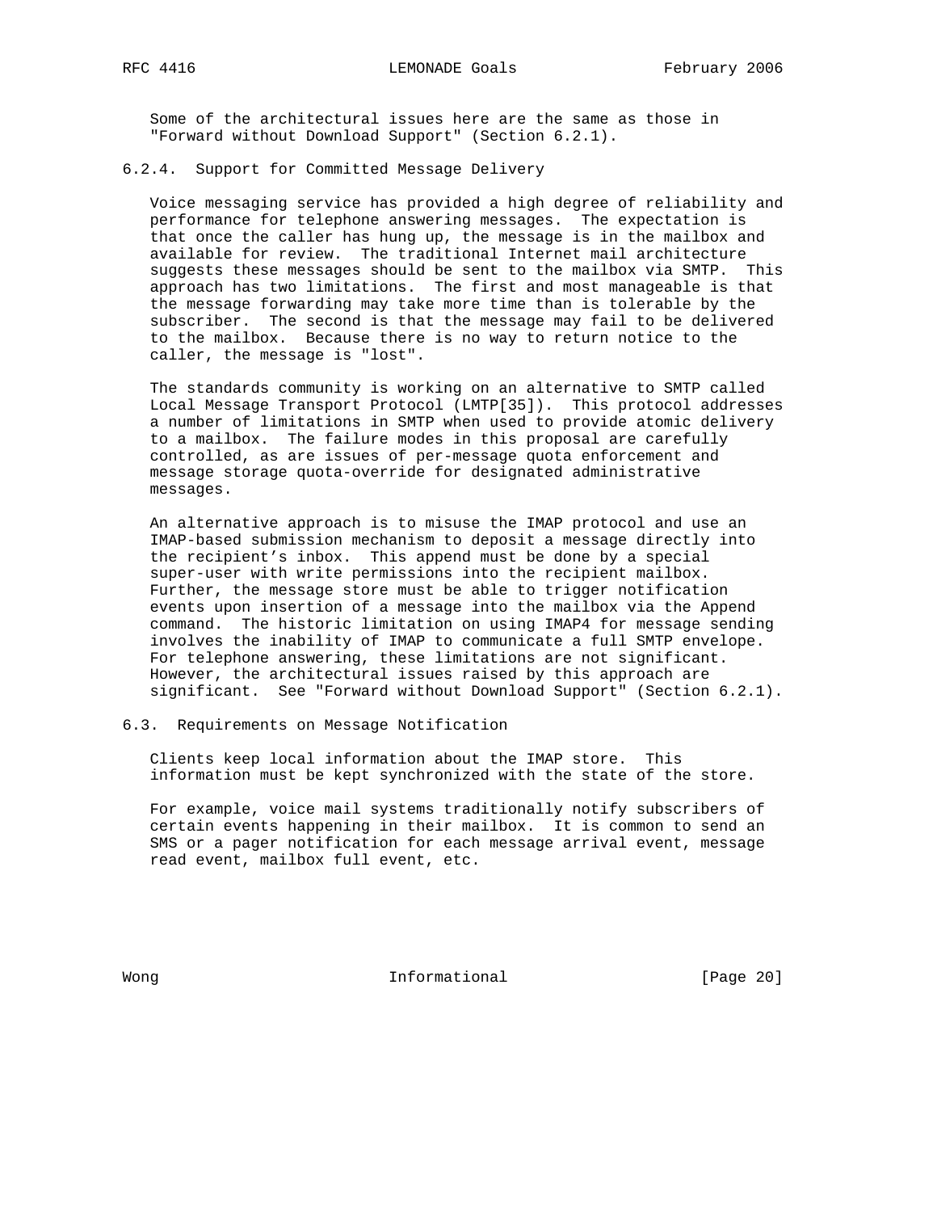Some of the architectural issues here are the same as those in "Forward without Download Support" (Section 6.2.1).

### 6.2.4. Support for Committed Message Delivery

Voice messaging service has provided a high degree of reliability and performance for telephone answering messages. The expectation is that once the caller has hung up, the message is in the mailbox and available for review. The traditional Internet mail architecture suggests these messages should be sent to the mailbox via SMTP. This approach has two limitations. The first and most manageable is that the message forwarding may take more time than is tolerable by the subscriber. The second is that the message may fail to be delivered to the mailbox. Because there is no way to return notice to the caller, the message is "lost".

The standards community is working on an alternative to SMTP called Local Message Transport Protocol (LMTP[35]). This protocol addresses a number of limitations in SMTP when used to provide atomic delivery to a mailbox. The failure modes in this proposal are carefully controlled, as are issues of per-message quota enforcement and message storage quota-override for designated administrative messages.

An alternative approach is to misuse the IMAP protocol and use an IMAP-based submission mechanism to deposit a message directly into the recipient's inbox. This append must be done by a special super-user with write permissions into the recipient mailbox. Further, the message store must be able to trigger notification events upon insertion of a message into the mailbox via the Append command. The historic limitation on using IMAP4 for message sending involves the inability of IMAP to communicate a full SMTP envelope. For telephone answering, these limitations are not significant. However, the architectural issues raised by this approach are significant. See "Forward without Download Support" (Section 6.2.1).

## 6.3. Requirements on Message Notification

Clients keep local information about the IMAP store. This information must be kept synchronized with the state of the store.

For example, voice mail systems traditionally notify subscribers of certain events happening in their mailbox. It is common to send an SMS or a pager notification for each message arrival event, message read event, mailbox full event, etc.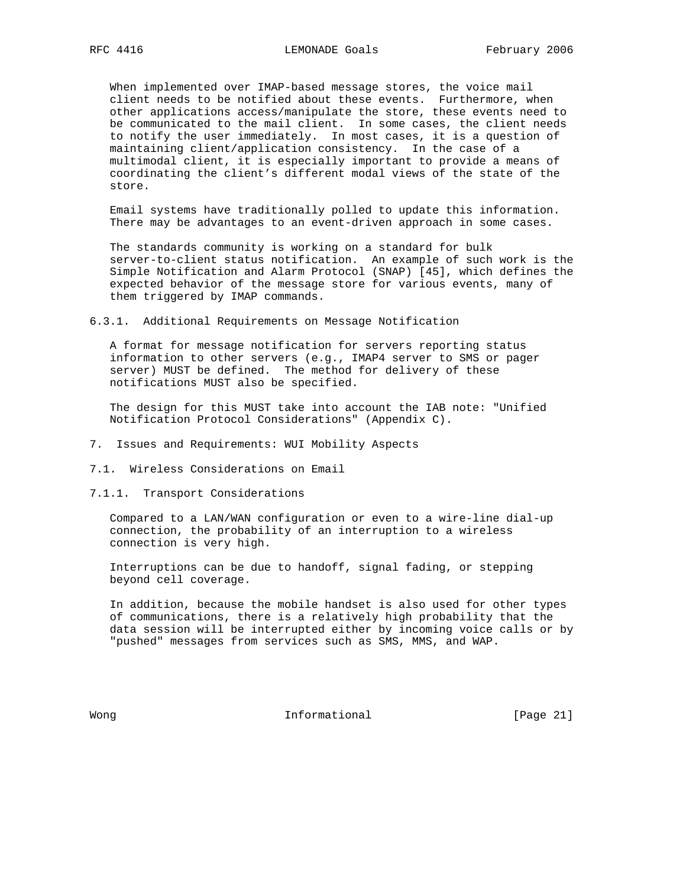When implemented over IMAP-based message stores, the voice mail client needs to be notified about these events. Furthermore, when other applications access/manipulate the store, these events need to be communicated to the mail client. In some cases, the client needs to notify the user immediately. In most cases, it is a question of maintaining client/application consistency. In the case of a multimodal client, it is especially important to provide a means of coordinating the client's different modal views of the state of the store.

Email systems have traditionally polled to update this information. There may be advantages to an event-driven approach in some cases.

The standards community is working on a standard for bulk server-to-client status notification. An example of such work is the Simple Notification and Alarm Protocol (SNAP) [45], which defines the expected behavior of the message store for various events, many of them triggered by IMAP commands.

#### 6.3.1. Additional Requirements on Message Notification

A format for message notification for servers reporting status information to other servers (e.g., IMAP4 server to SMS or pager server) MUST be defined. The method for delivery of these notifications MUST also be specified.

The design for this MUST take into account the IAB note: "Unified Notification Protocol Considerations" (Appendix C).

## 7. Issues and Requirements: WUI Mobility Aspects

### 7.1. Wireless Considerations on Email

#### 7.1.1. Transport Considerations

Compared to a LAN/WAN configuration or even to a wire-line dial-up connection, the probability of an interruption to a wireless connection is very high.

Interruptions can be due to handoff, signal fading, or stepping beyond cell coverage.

In addition, because the mobile handset is also used for other types of communications, there is a relatively high probability that the data session will be interrupted either by incoming voice calls or by "pushed" messages from services such as SMS, MMS, and WAP.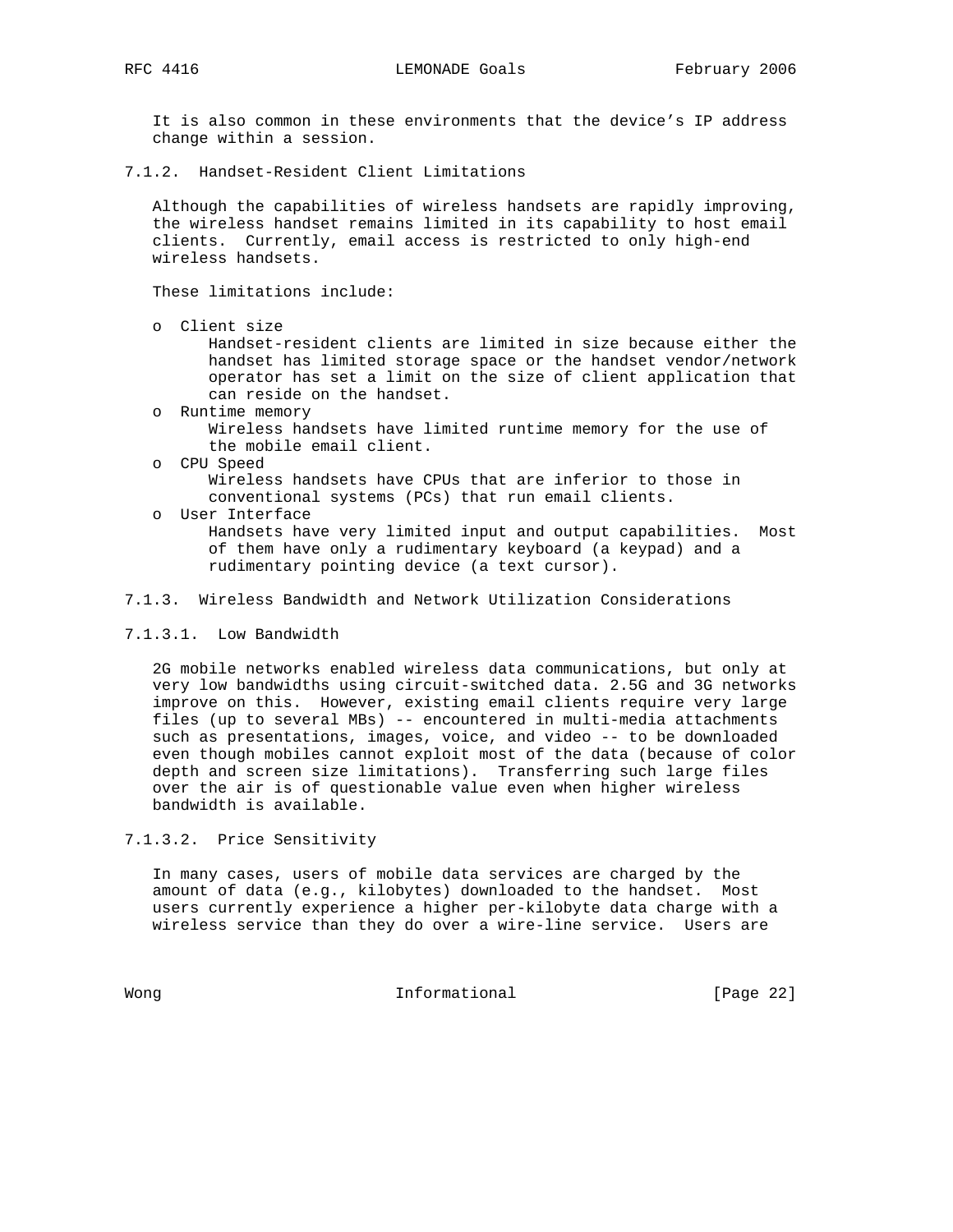It is also common in these environments that the device's IP address change within a session.

#### 7.1.2. Handset-Resident Client Limitations

Although the capabilities of wireless handsets are rapidly improving, the wireless handset remains limited in its capability to host email clients. Currently, email access is restricted to only high-end wireless handsets.

These limitations include:

- Client size
  Handset-resident clients are limited in size because either the handset has limited storage space or the handset vendor/network operator has set a limit on the size of client application that can reside on the handset.
- Runtime memory
  Wireless handsets have limited runtime memory for the use of the mobile email client.
- CPU Speed
  Wireless handsets have CPUs that are inferior to those in conventional systems (PCs) that run email clients.
- User Interface
  Handsets have very limited input and output capabilities. Most of them have only a rudimentary keyboard (a keypad) and a rudimentary pointing device (a text cursor).

#### 7.1.3. Wireless Bandwidth and Network Utilization Considerations

##### 7.1.3.1. Low Bandwidth

2G mobile networks enabled wireless data communications, but only at very low bandwidths using circuit-switched data. 2.5G and 3G networks improve on this. However, existing email clients require very large files (up to several MBs) -- encountered in multi-media attachments such as presentations, images, voice, and video -- to be downloaded even though mobiles cannot exploit most of the data (because of color depth and screen size limitations). Transferring such large files over the air is of questionable value even when higher wireless bandwidth is available.

##### 7.1.3.2. Price Sensitivity

In many cases, users of mobile data services are charged by the amount of data (e.g., kilobytes) downloaded to the handset. Most users currently experience a higher per-kilobyte data charge with a wireless service than they do over a wire-line service. Users are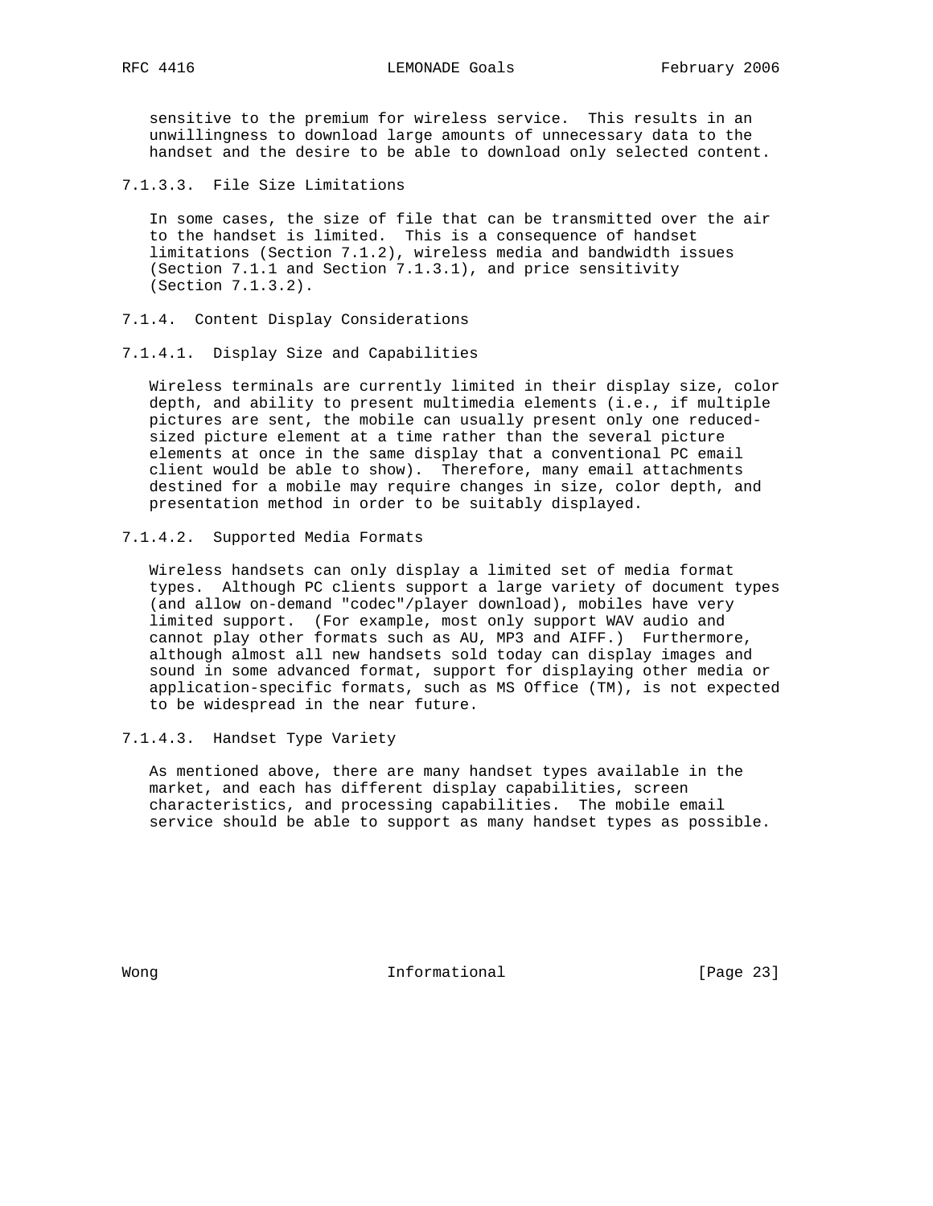sensitive to the premium for wireless service. This results in an unwillingness to download large amounts of unnecessary data to the handset and the desire to be able to download only selected content.

#### 7.1.3.3. File Size Limitations

In some cases, the size of file that can be transmitted over the air to the handset is limited. This is a consequence of handset limitations (Section 7.1.2), wireless media and bandwidth issues (Section 7.1.1 and Section 7.1.3.1), and price sensitivity (Section 7.1.3.2).

### 7.1.4. Content Display Considerations

#### 7.1.4.1. Display Size and Capabilities

Wireless terminals are currently limited in their display size, color depth, and ability to present multimedia elements (i.e., if multiple pictures are sent, the mobile can usually present only one reduced-sized picture element at a time rather than the several picture elements at once in the same display that a conventional PC email client would be able to show). Therefore, many email attachments destined for a mobile may require changes in size, color depth, and presentation method in order to be suitably displayed.

#### 7.1.4.2. Supported Media Formats

Wireless handsets can only display a limited set of media format types. Although PC clients support a large variety of document types (and allow on-demand "codec"/player download), mobiles have very limited support. (For example, most only support WAV audio and cannot play other formats such as AU, MP3 and AIFF.) Furthermore, although almost all new handsets sold today can display images and sound in some advanced format, support for displaying other media or application-specific formats, such as MS Office (TM), is not expected to be widespread in the near future.

#### 7.1.4.3. Handset Type Variety

As mentioned above, there are many handset types available in the market, and each has different display capabilities, screen characteristics, and processing capabilities. The mobile email service should be able to support as many handset types as possible.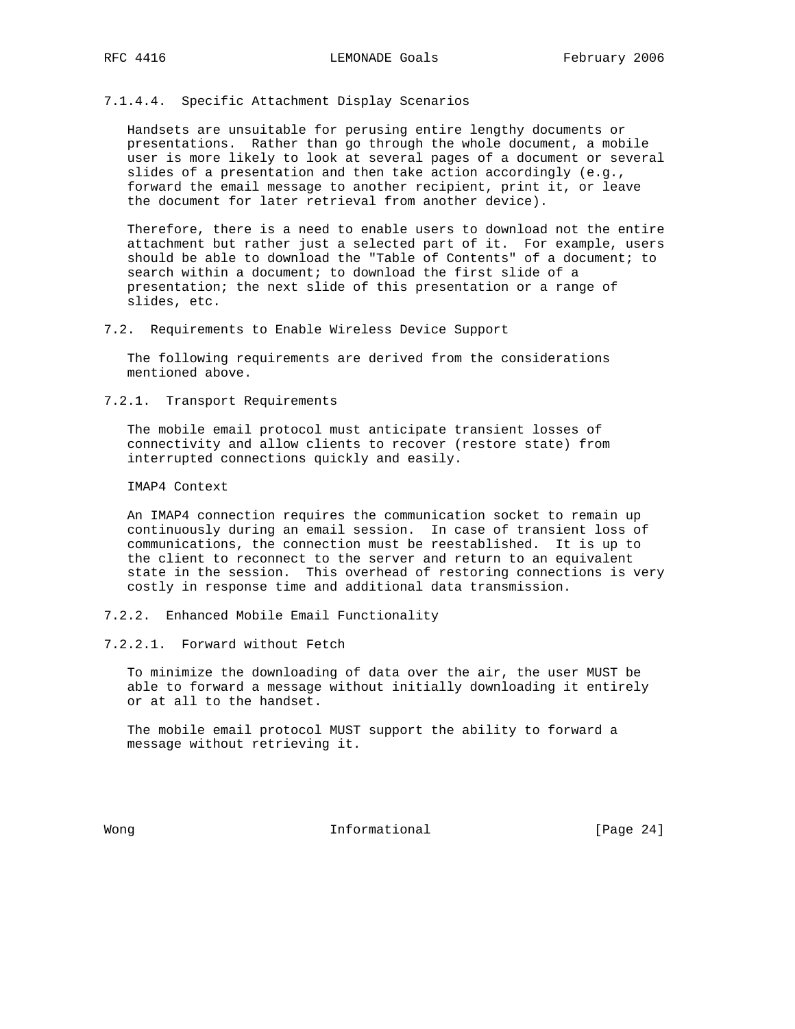#### 7.1.4.4. Specific Attachment Display Scenarios

Handsets are unsuitable for perusing entire lengthy documents or presentations. Rather than go through the whole document, a mobile user is more likely to look at several pages of a document or several slides of a presentation and then take action accordingly (e.g., forward the email message to another recipient, print it, or leave the document for later retrieval from another device).

Therefore, there is a need to enable users to download not the entire attachment but rather just a selected part of it. For example, users should be able to download the "Table of Contents" of a document; to search within a document; to download the first slide of a presentation; the next slide of this presentation or a range of slides, etc.

## 7.2. Requirements to Enable Wireless Device Support

The following requirements are derived from the considerations mentioned above.

### 7.2.1. Transport Requirements

The mobile email protocol must anticipate transient losses of connectivity and allow clients to recover (restore state) from interrupted connections quickly and easily.

IMAP4 Context

An IMAP4 connection requires the communication socket to remain up continuously during an email session. In case of transient loss of communications, the connection must be reestablished. It is up to the client to reconnect to the server and return to an equivalent state in the session. This overhead of restoring connections is very costly in response time and additional data transmission.

### 7.2.2. Enhanced Mobile Email Functionality

#### 7.2.2.1. Forward without Fetch

To minimize the downloading of data over the air, the user MUST be able to forward a message without initially downloading it entirely or at all to the handset.

The mobile email protocol MUST support the ability to forward a message without retrieving it.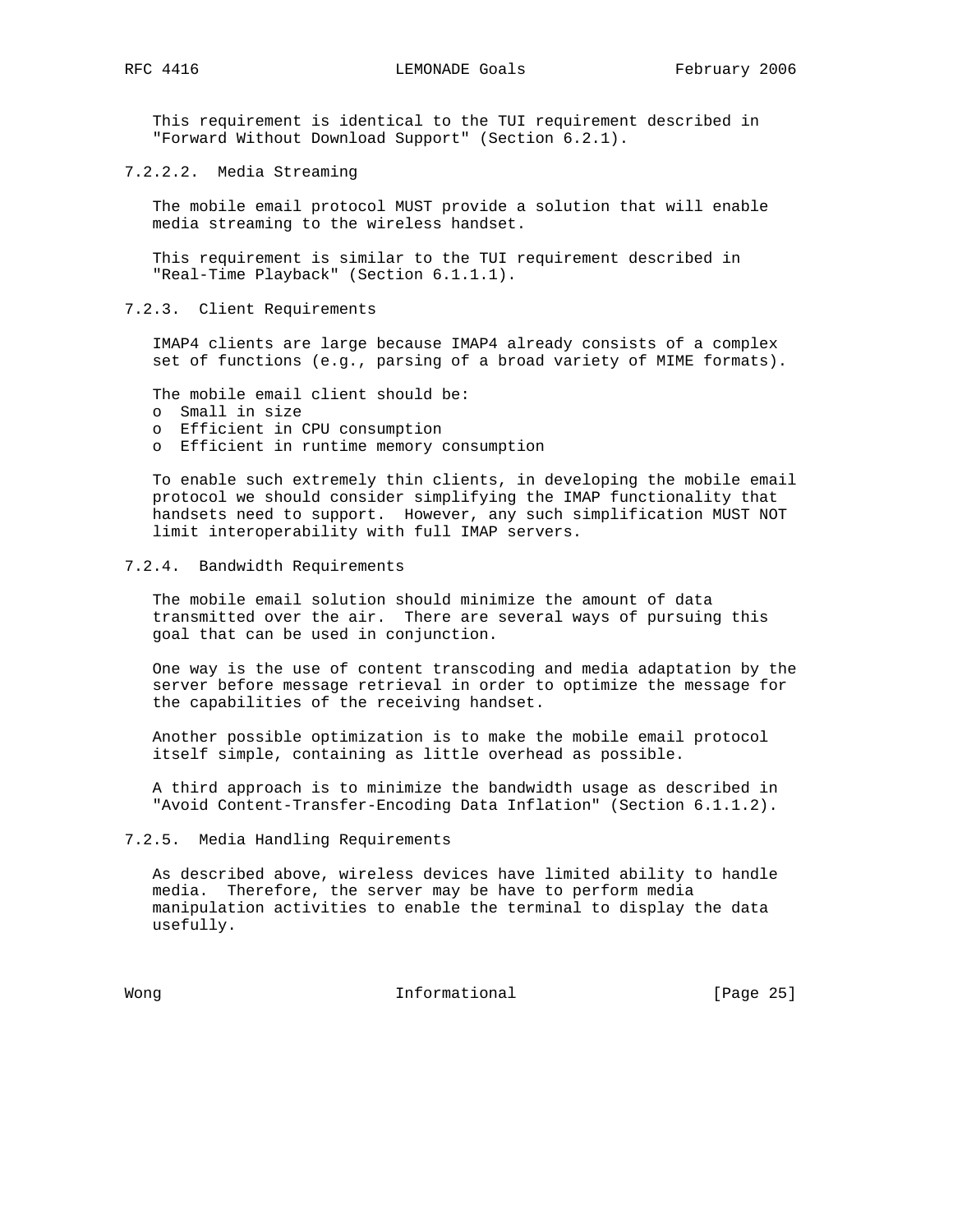This requirement is identical to the TUI requirement described in "Forward Without Download Support" (Section 6.2.1).

#### 7.2.2.2. Media Streaming

The mobile email protocol MUST provide a solution that will enable media streaming to the wireless handset.

This requirement is similar to the TUI requirement described in "Real-Time Playback" (Section 6.1.1.1).

### 7.2.3. Client Requirements

IMAP4 clients are large because IMAP4 already consists of a complex set of functions (e.g., parsing of a broad variety of MIME formats).

The mobile email client should be:

- Small in size
- Efficient in CPU consumption
- Efficient in runtime memory consumption

To enable such extremely thin clients, in developing the mobile email protocol we should consider simplifying the IMAP functionality that handsets need to support. However, any such simplification MUST NOT limit interoperability with full IMAP servers.

### 7.2.4. Bandwidth Requirements

The mobile email solution should minimize the amount of data transmitted over the air. There are several ways of pursuing this goal that can be used in conjunction.

One way is the use of content transcoding and media adaptation by the server before message retrieval in order to optimize the message for the capabilities of the receiving handset.

Another possible optimization is to make the mobile email protocol itself simple, containing as little overhead as possible.

A third approach is to minimize the bandwidth usage as described in "Avoid Content-Transfer-Encoding Data Inflation" (Section 6.1.1.2).

### 7.2.5. Media Handling Requirements

As described above, wireless devices have limited ability to handle media. Therefore, the server may be have to perform media manipulation activities to enable the terminal to display the data usefully.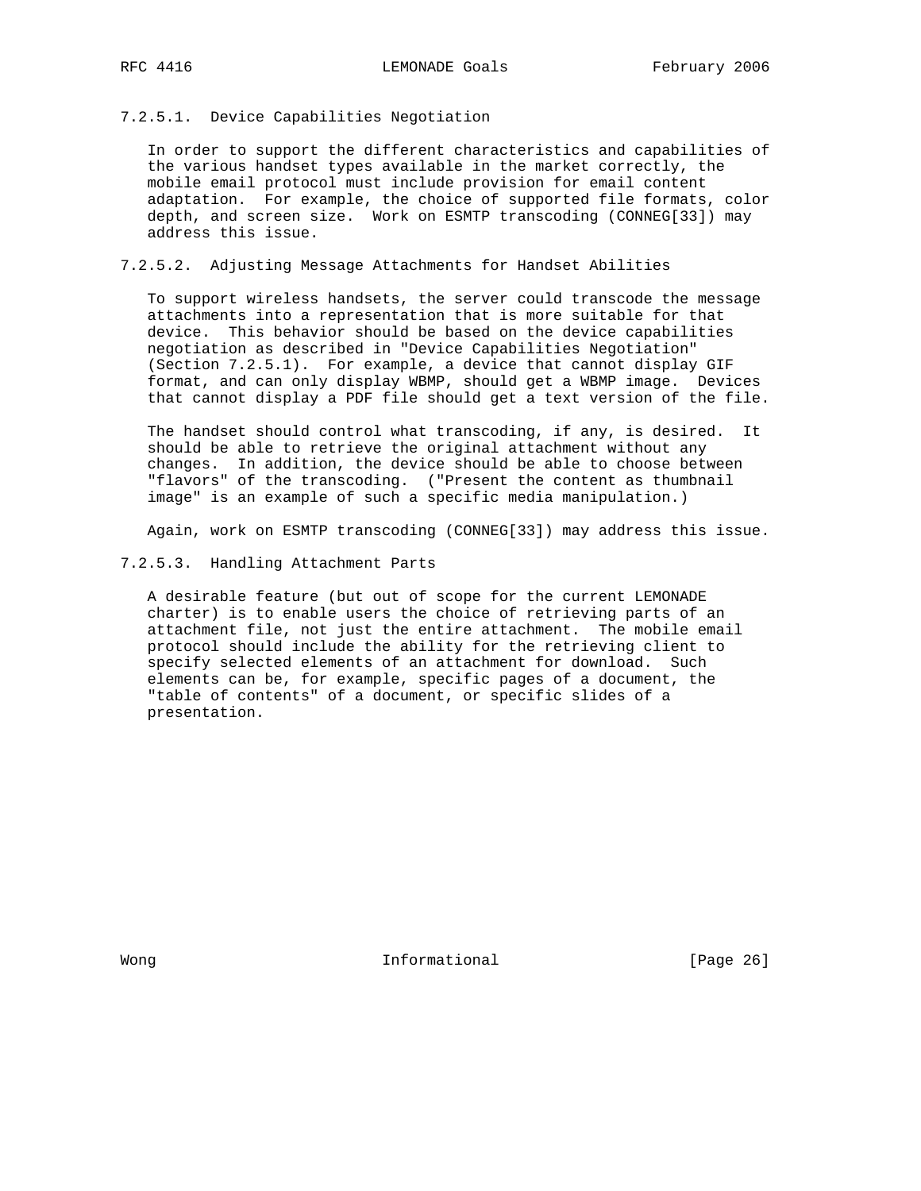#### 7.2.5.1. Device Capabilities Negotiation

In order to support the different characteristics and capabilities of the various handset types available in the market correctly, the mobile email protocol must include provision for email content adaptation. For example, the choice of supported file formats, color depth, and screen size. Work on ESMTP transcoding (CONNEG[33]) may address this issue.

#### 7.2.5.2. Adjusting Message Attachments for Handset Abilities

To support wireless handsets, the server could transcode the message attachments into a representation that is more suitable for that device. This behavior should be based on the device capabilities negotiation as described in "Device Capabilities Negotiation" (Section 7.2.5.1). For example, a device that cannot display GIF format, and can only display WBMP, should get a WBMP image. Devices that cannot display a PDF file should get a text version of the file.

The handset should control what transcoding, if any, is desired. It should be able to retrieve the original attachment without any changes. In addition, the device should be able to choose between "flavors" of the transcoding. ("Present the content as thumbnail image" is an example of such a specific media manipulation.)

Again, work on ESMTP transcoding (CONNEG[33]) may address this issue.

#### 7.2.5.3. Handling Attachment Parts

A desirable feature (but out of scope for the current LEMONADE charter) is to enable users the choice of retrieving parts of an attachment file, not just the entire attachment. The mobile email protocol should include the ability for the retrieving client to specify selected elements of an attachment for download. Such elements can be, for example, specific pages of a document, the "table of contents" of a document, or specific slides of a presentation.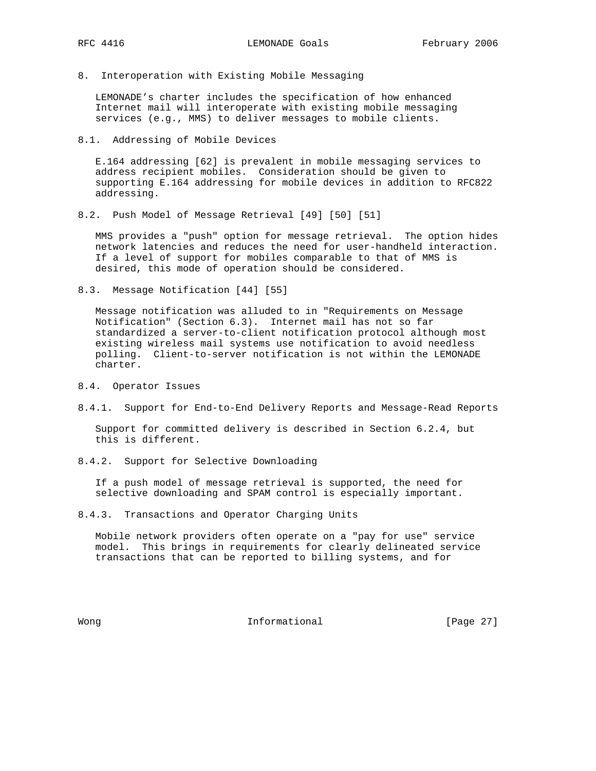## 8. Interoperation with Existing Mobile Messaging

LEMONADE's charter includes the specification of how enhanced Internet mail will interoperate with existing mobile messaging services (e.g., MMS) to deliver messages to mobile clients.

### 8.1. Addressing of Mobile Devices

E.164 addressing [62] is prevalent in mobile messaging services to address recipient mobiles. Consideration should be given to supporting E.164 addressing for mobile devices in addition to RFC822 addressing.

### 8.2. Push Model of Message Retrieval [49] [50] [51]

MMS provides a "push" option for message retrieval. The option hides network latencies and reduces the need for user-handheld interaction. If a level of support for mobiles comparable to that of MMS is desired, this mode of operation should be considered.

### 8.3. Message Notification [44] [55]

Message notification was alluded to in "Requirements on Message Notification" (Section 6.3). Internet mail has not so far standardized a server-to-client notification protocol although most existing wireless mail systems use notification to avoid needless polling. Client-to-server notification is not within the LEMONADE charter.

### 8.4. Operator Issues

#### 8.4.1. Support for End-to-End Delivery Reports and Message-Read Reports

Support for committed delivery is described in Section 6.2.4, but this is different.

#### 8.4.2. Support for Selective Downloading

If a push model of message retrieval is supported, the need for selective downloading and SPAM control is especially important.

#### 8.4.3. Transactions and Operator Charging Units

Mobile network providers often operate on a "pay for use" service model. This brings in requirements for clearly delineated service transactions that can be reported to billing systems, and for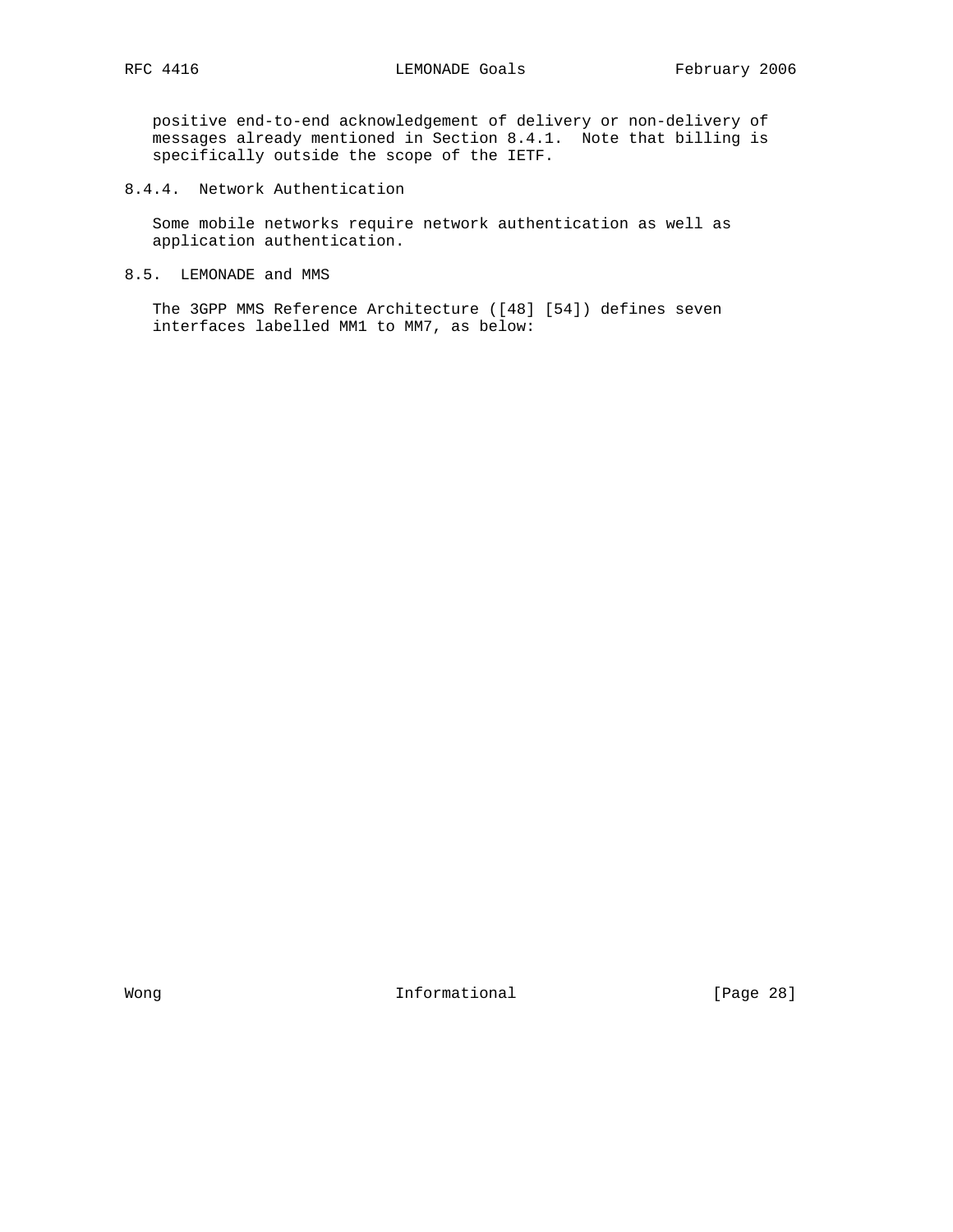positive end-to-end acknowledgement of delivery or non-delivery of messages already mentioned in Section 8.4.1. Note that billing is specifically outside the scope of the IETF.

### 8.4.4. Network Authentication

Some mobile networks require network authentication as well as application authentication.

## 8.5. LEMONADE and MMS

The 3GPP MMS Reference Architecture ([48] [54]) defines seven interfaces labelled MM1 to MM7, as below: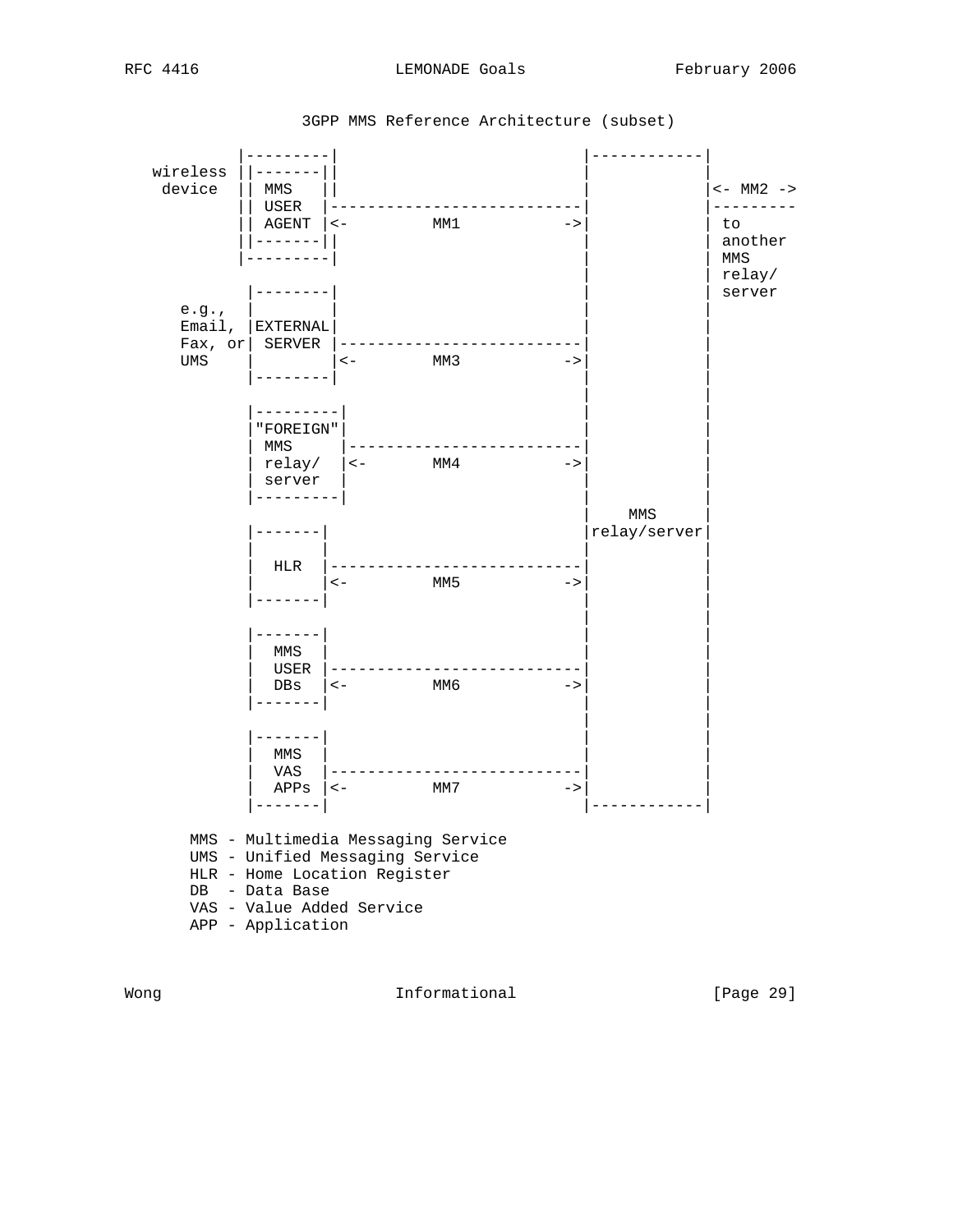```
                 3GPP MMS Reference Architecture (subset)

         |---------|                          |------------|
wireless ||-------||                          |            |
 device  || MMS   ||                          |            |<- MM2 ->
         || USER  |---------------------------|            |---------
         || AGENT |<-         MM1           ->|            | to
         ||-------||                          |            | another
         |---------|                          |            | MMS
                                              |            | relay/
          |--------|                          |            | server
    e.g., |        |                          |            |
    Email, |EXTERNAL|                         |            |
    Fax, or| SERVER |--------------------------|            |
    UMS   |        |<-        MM3           ->|            |
          |--------|                          |            |
                                              |            |
          |---------|                         |            |
          |"FOREIGN"|                         |            |
          | MMS     |-------------------------|            |
          | relay/  |<-       MM4           ->|            |
          | server  |                         |            |
          |---------|                         |            |
                                              |    MMS     |
          |-------|                           |relay/server|
          |       |                           |            |
          |  HLR  |---------------------------|            |
          |       |<-         MM5           ->|            |
          |-------|                           |            |
                                              |            |
          |-------|                           |            |
          |  MMS  |                           |            |
          |  USER |---------------------------|            |
          |  DBs  |<-         MM6           ->|            |
          |-------|                           |            |
                                              |            |
          |-------|                           |            |
          |  MMS  |                           |            |
          |  VAS  |---------------------------|            |
          |  APPs |<-         MM7           ->|            |
          |-------|                           |------------|

     MMS - Multimedia Messaging Service
     UMS - Unified Messaging Service
     HLR - Home Location Register
     DB  - Data Base
     VAS - Value Added Service
     APP - Application
```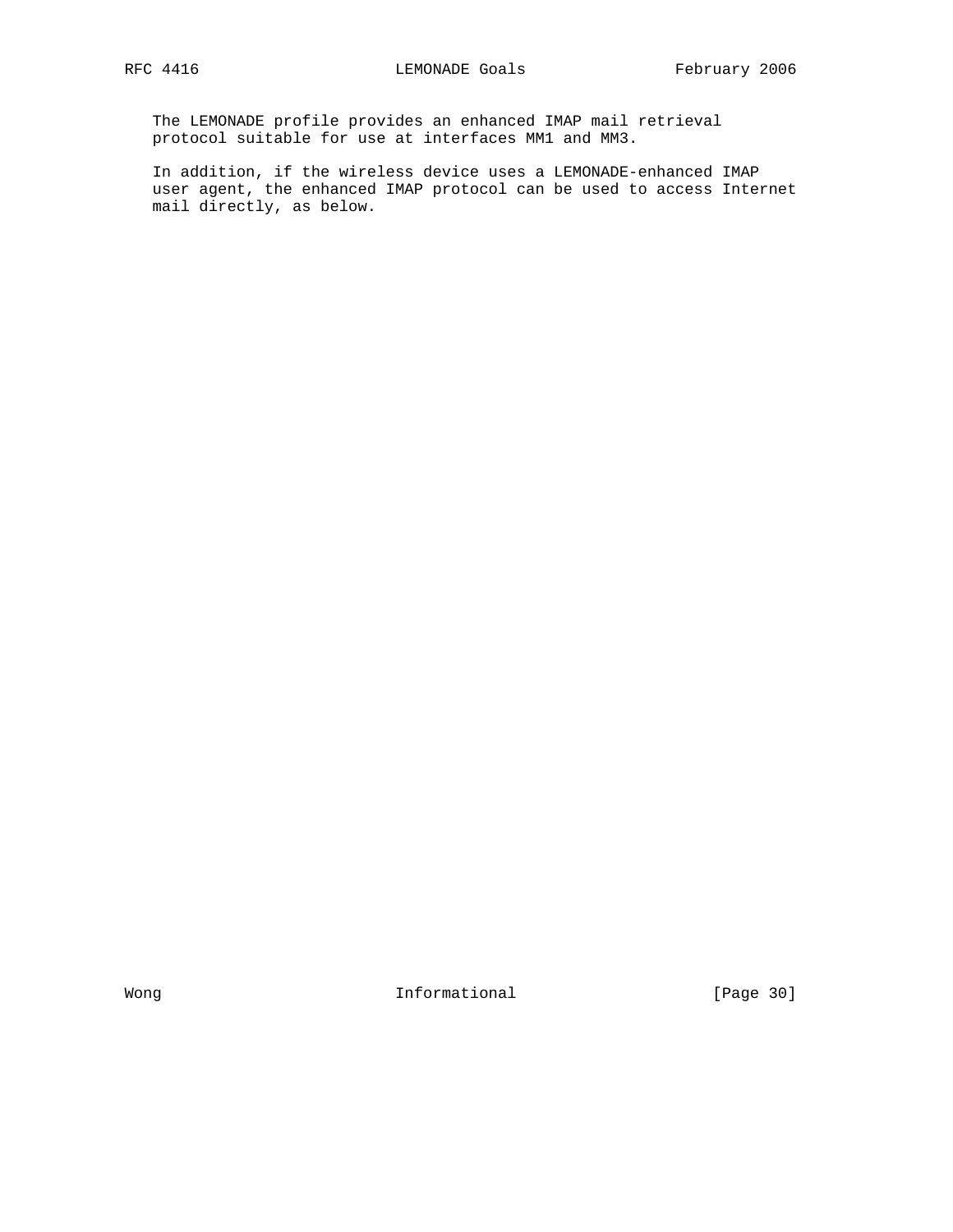The LEMONADE profile provides an enhanced IMAP mail retrieval protocol suitable for use at interfaces MM1 and MM3.

In addition, if the wireless device uses a LEMONADE-enhanced IMAP user agent, the enhanced IMAP protocol can be used to access Internet mail directly, as below.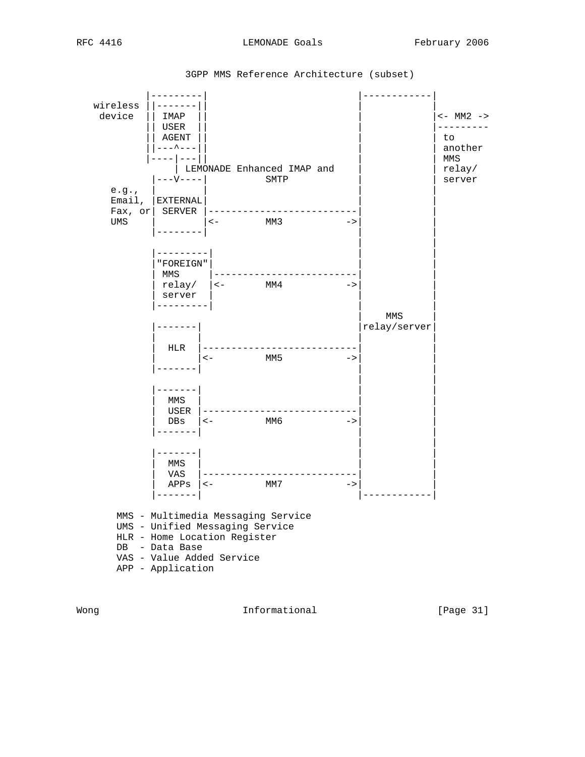3GPP MMS Reference Architecture (subset)

```
          |---------|                            |------------|
 wireless ||-------||                            |            |
  device  || IMAP  ||                            |            |<- MM2 ->
          || USER  ||                            |            |---------
          || AGENT ||                            |            | to
          ||---^---||                            |            | another
          |----|---||                            |            | MMS
               | LEMONADE Enhanced IMAP and      |            | relay/
           |---V----|          SMTP              |            | server
    e.g.,  |        |                            |            |
    Email, |EXTERNAL|                            |            |
    Fax, or| SERVER |--------------------------- |            |
    UMS    |        |<-        MM3           ->|            |
           |--------|                            |            |
                                                 |            |
           |---------|                           |            |
           |"FOREIGN"|                           |            |
           | MMS     |-------------------------- |            |
           | relay/  |<-       MM4           ->|            |
           | server  |                           |            |
           |---------|                           |            |
                                                 |    MMS     |
           |-------|                             |relay/server|
           |       |                             |            |
           |  HLR  |---------------------------- |            |
           |       |<-         MM5           ->|            |
           |-------|                             |            |
                                                 |            |
           |-------|                             |            |
           |  MMS  |                             |            |
           |  USER |---------------------------- |            |
           |  DBs  |<-         MM6           ->|            |
           |-------|                             |            |
                                                 |            |
           |-------|                             |            |
           |  MMS  |                             |            |
           |  VAS  |---------------------------- |            |
           |  APPs |<-         MM7           ->|            |
           |-------|                             |------------|
```

MMS - Multimedia Messaging Service
UMS - Unified Messaging Service
HLR - Home Location Register
DB  - Data Base
VAS - Value Added Service
APP - Application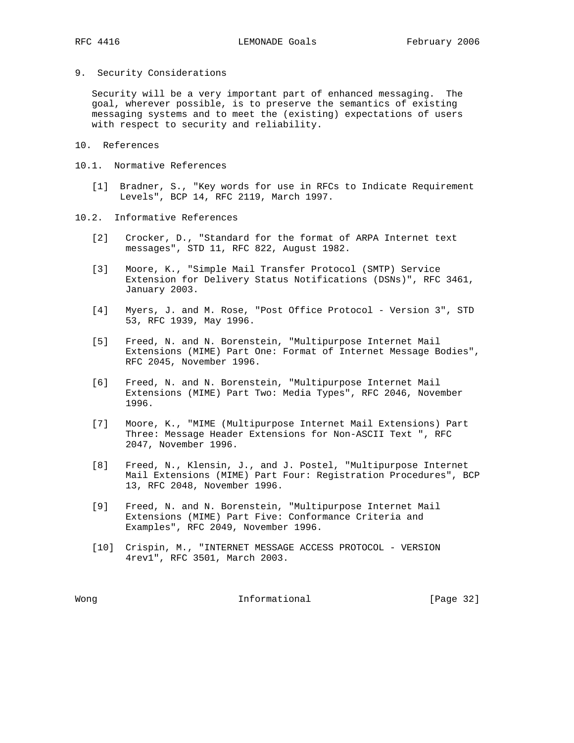## 9. Security Considerations

Security will be a very important part of enhanced messaging. The goal, wherever possible, is to preserve the semantics of existing messaging systems and to meet the (existing) expectations of users with respect to security and reliability.

## 10. References

### 10.1. Normative References

[1] Bradner, S., "Key words for use in RFCs to Indicate Requirement Levels", BCP 14, RFC 2119, March 1997.

### 10.2. Informative References

[2] Crocker, D., "Standard for the format of ARPA Internet text messages", STD 11, RFC 822, August 1982.

[3] Moore, K., "Simple Mail Transfer Protocol (SMTP) Service Extension for Delivery Status Notifications (DSNs)", RFC 3461, January 2003.

[4] Myers, J. and M. Rose, "Post Office Protocol - Version 3", STD 53, RFC 1939, May 1996.

[5] Freed, N. and N. Borenstein, "Multipurpose Internet Mail Extensions (MIME) Part One: Format of Internet Message Bodies", RFC 2045, November 1996.

[6] Freed, N. and N. Borenstein, "Multipurpose Internet Mail Extensions (MIME) Part Two: Media Types", RFC 2046, November 1996.

[7] Moore, K., "MIME (Multipurpose Internet Mail Extensions) Part Three: Message Header Extensions for Non-ASCII Text ", RFC 2047, November 1996.

[8] Freed, N., Klensin, J., and J. Postel, "Multipurpose Internet Mail Extensions (MIME) Part Four: Registration Procedures", BCP 13, RFC 2048, November 1996.

[9] Freed, N. and N. Borenstein, "Multipurpose Internet Mail Extensions (MIME) Part Five: Conformance Criteria and Examples", RFC 2049, November 1996.

[10] Crispin, M., "INTERNET MESSAGE ACCESS PROTOCOL - VERSION 4rev1", RFC 3501, March 2003.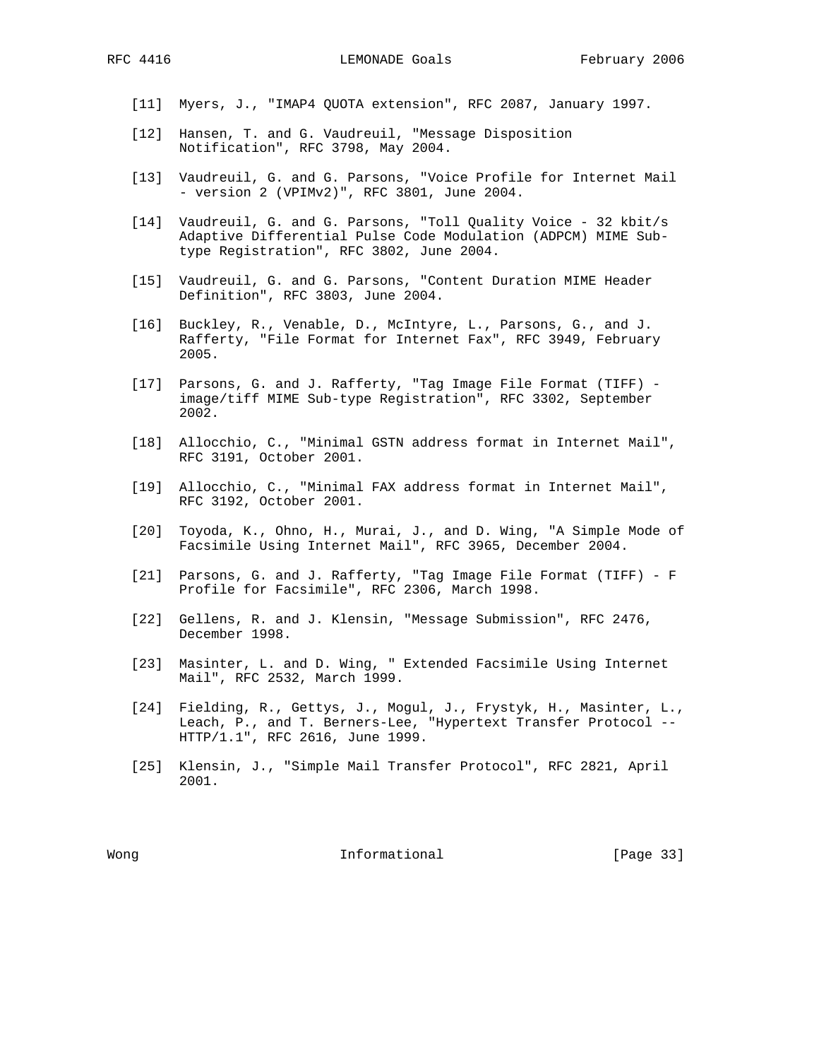[11] Myers, J., "IMAP4 QUOTA extension", RFC 2087, January 1997.

[12] Hansen, T. and G. Vaudreuil, "Message Disposition Notification", RFC 3798, May 2004.

[13] Vaudreuil, G. and G. Parsons, "Voice Profile for Internet Mail - version 2 (VPIMv2)", RFC 3801, June 2004.

[14] Vaudreuil, G. and G. Parsons, "Toll Quality Voice - 32 kbit/s Adaptive Differential Pulse Code Modulation (ADPCM) MIME Sub-type Registration", RFC 3802, June 2004.

[15] Vaudreuil, G. and G. Parsons, "Content Duration MIME Header Definition", RFC 3803, June 2004.

[16] Buckley, R., Venable, D., McIntyre, L., Parsons, G., and J. Rafferty, "File Format for Internet Fax", RFC 3949, February 2005.

[17] Parsons, G. and J. Rafferty, "Tag Image File Format (TIFF) - image/tiff MIME Sub-type Registration", RFC 3302, September 2002.

[18] Allocchio, C., "Minimal GSTN address format in Internet Mail", RFC 3191, October 2001.

[19] Allocchio, C., "Minimal FAX address format in Internet Mail", RFC 3192, October 2001.

[20] Toyoda, K., Ohno, H., Murai, J., and D. Wing, "A Simple Mode of Facsimile Using Internet Mail", RFC 3965, December 2004.

[21] Parsons, G. and J. Rafferty, "Tag Image File Format (TIFF) - F Profile for Facsimile", RFC 2306, March 1998.

[22] Gellens, R. and J. Klensin, "Message Submission", RFC 2476, December 1998.

[23] Masinter, L. and D. Wing, " Extended Facsimile Using Internet Mail", RFC 2532, March 1999.

[24] Fielding, R., Gettys, J., Mogul, J., Frystyk, H., Masinter, L., Leach, P., and T. Berners-Lee, "Hypertext Transfer Protocol -- HTTP/1.1", RFC 2616, June 1999.

[25] Klensin, J., "Simple Mail Transfer Protocol", RFC 2821, April 2001.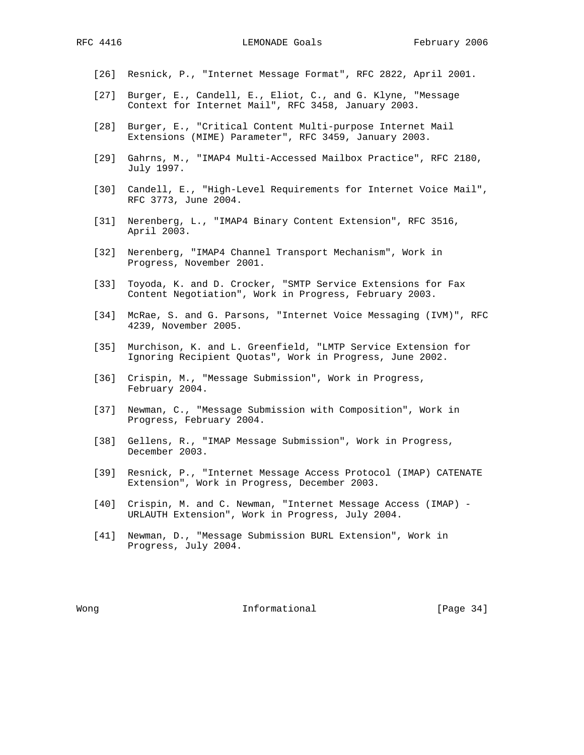[26] Resnick, P., "Internet Message Format", RFC 2822, April 2001.

[27] Burger, E., Candell, E., Eliot, C., and G. Klyne, "Message Context for Internet Mail", RFC 3458, January 2003.

[28] Burger, E., "Critical Content Multi-purpose Internet Mail Extensions (MIME) Parameter", RFC 3459, January 2003.

[29] Gahrns, M., "IMAP4 Multi-Accessed Mailbox Practice", RFC 2180, July 1997.

[30] Candell, E., "High-Level Requirements for Internet Voice Mail", RFC 3773, June 2004.

[31] Nerenberg, L., "IMAP4 Binary Content Extension", RFC 3516, April 2003.

[32] Nerenberg, "IMAP4 Channel Transport Mechanism", Work in Progress, November 2001.

[33] Toyoda, K. and D. Crocker, "SMTP Service Extensions for Fax Content Negotiation", Work in Progress, February 2003.

[34] McRae, S. and G. Parsons, "Internet Voice Messaging (IVM)", RFC 4239, November 2005.

[35] Murchison, K. and L. Greenfield, "LMTP Service Extension for Ignoring Recipient Quotas", Work in Progress, June 2002.

[36] Crispin, M., "Message Submission", Work in Progress, February 2004.

[37] Newman, C., "Message Submission with Composition", Work in Progress, February 2004.

[38] Gellens, R., "IMAP Message Submission", Work in Progress, December 2003.

[39] Resnick, P., "Internet Message Access Protocol (IMAP) CATENATE Extension", Work in Progress, December 2003.

[40] Crispin, M. and C. Newman, "Internet Message Access (IMAP) - URLAUTH Extension", Work in Progress, July 2004.

[41] Newman, D., "Message Submission BURL Extension", Work in Progress, July 2004.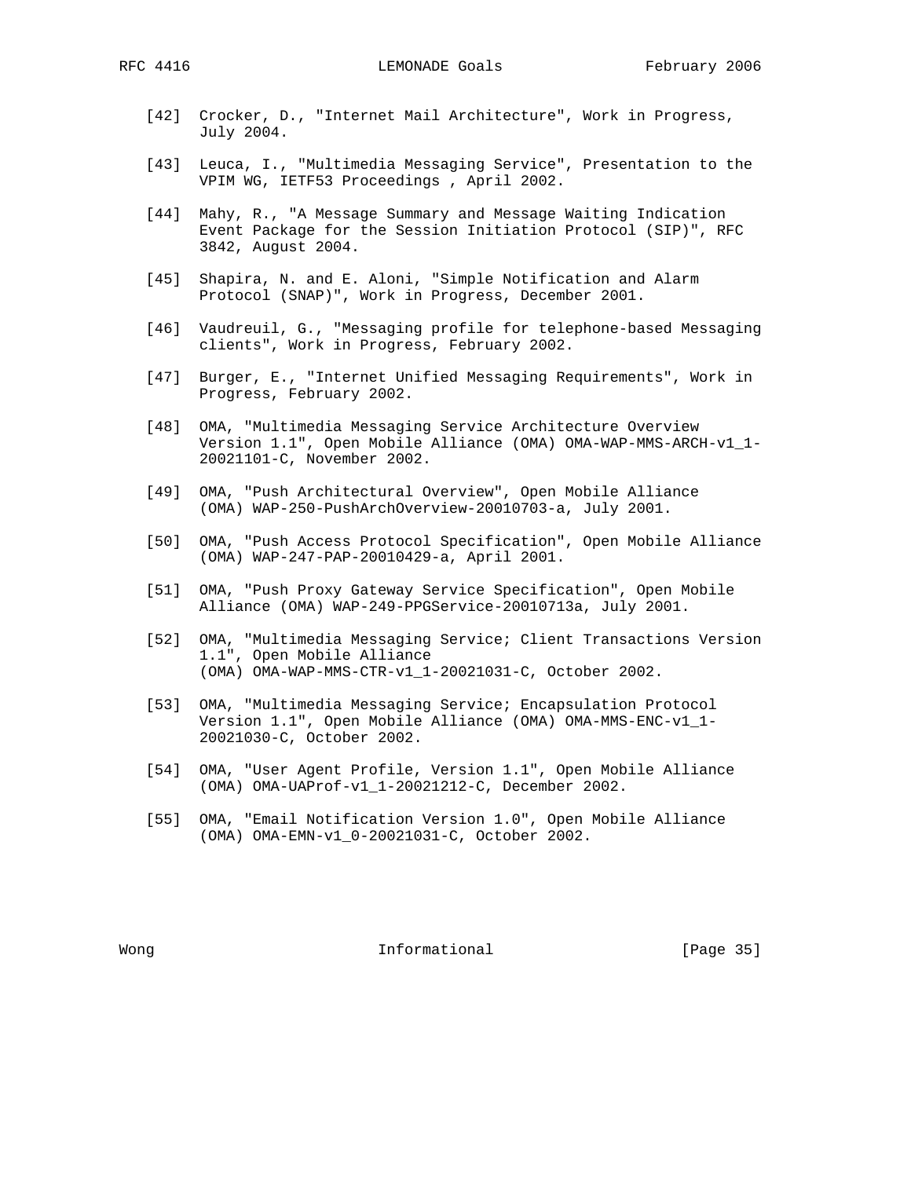[42] Crocker, D., "Internet Mail Architecture", Work in Progress, July 2004.

[43] Leuca, I., "Multimedia Messaging Service", Presentation to the VPIM WG, IETF53 Proceedings , April 2002.

[44] Mahy, R., "A Message Summary and Message Waiting Indication Event Package for the Session Initiation Protocol (SIP)", RFC 3842, August 2004.

[45] Shapira, N. and E. Aloni, "Simple Notification and Alarm Protocol (SNAP)", Work in Progress, December 2001.

[46] Vaudreuil, G., "Messaging profile for telephone-based Messaging clients", Work in Progress, February 2002.

[47] Burger, E., "Internet Unified Messaging Requirements", Work in Progress, February 2002.

[48] OMA, "Multimedia Messaging Service Architecture Overview Version 1.1", Open Mobile Alliance (OMA) OMA-WAP-MMS-ARCH-v1_1-20021101-C, November 2002.

[49] OMA, "Push Architectural Overview", Open Mobile Alliance (OMA) WAP-250-PushArchOverview-20010703-a, July 2001.

[50] OMA, "Push Access Protocol Specification", Open Mobile Alliance (OMA) WAP-247-PAP-20010429-a, April 2001.

[51] OMA, "Push Proxy Gateway Service Specification", Open Mobile Alliance (OMA) WAP-249-PPGService-20010713a, July 2001.

[52] OMA, "Multimedia Messaging Service; Client Transactions Version 1.1", Open Mobile Alliance (OMA) OMA-WAP-MMS-CTR-v1_1-20021031-C, October 2002.

[53] OMA, "Multimedia Messaging Service; Encapsulation Protocol Version 1.1", Open Mobile Alliance (OMA) OMA-MMS-ENC-v1_1-20021030-C, October 2002.

[54] OMA, "User Agent Profile, Version 1.1", Open Mobile Alliance (OMA) OMA-UAProf-v1_1-20021212-C, December 2002.

[55] OMA, "Email Notification Version 1.0", Open Mobile Alliance (OMA) OMA-EMN-v1_0-20021031-C, October 2002.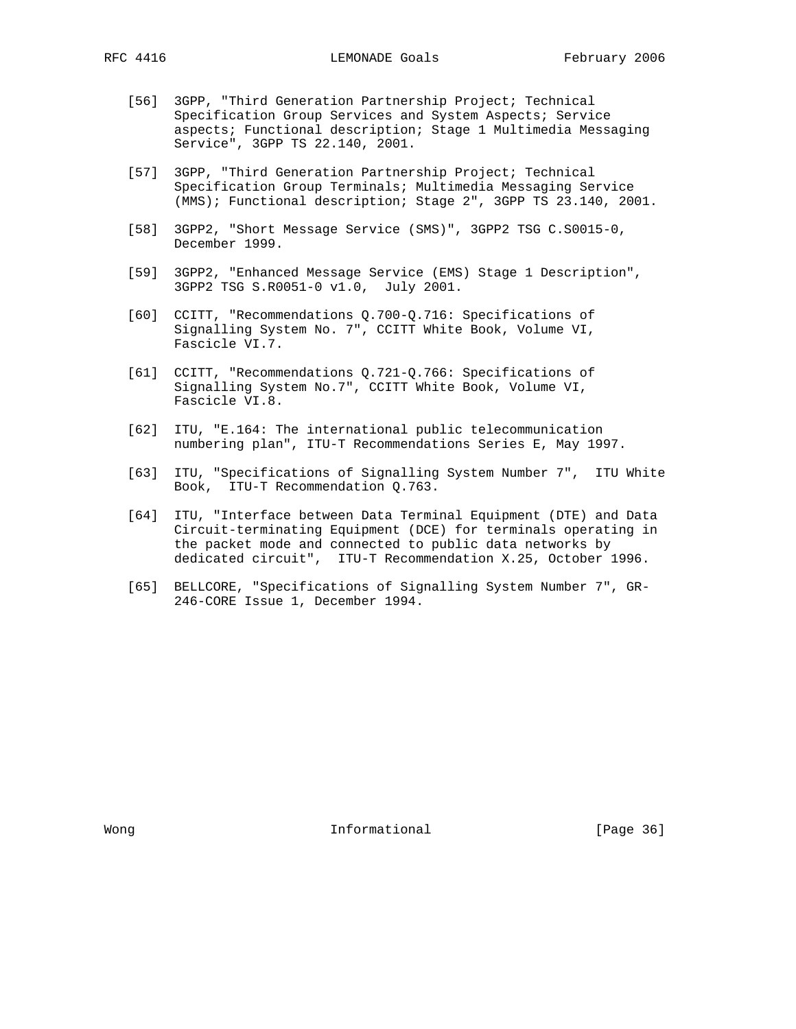[56] 3GPP, "Third Generation Partnership Project; Technical Specification Group Services and System Aspects; Service aspects; Functional description; Stage 1 Multimedia Messaging Service", 3GPP TS 22.140, 2001.

[57] 3GPP, "Third Generation Partnership Project; Technical Specification Group Terminals; Multimedia Messaging Service (MMS); Functional description; Stage 2", 3GPP TS 23.140, 2001.

[58] 3GPP2, "Short Message Service (SMS)", 3GPP2 TSG C.S0015-0, December 1999.

[59] 3GPP2, "Enhanced Message Service (EMS) Stage 1 Description", 3GPP2 TSG S.R0051-0 v1.0, July 2001.

[60] CCITT, "Recommendations Q.700-Q.716: Specifications of Signalling System No. 7", CCITT White Book, Volume VI, Fascicle VI.7.

[61] CCITT, "Recommendations Q.721-Q.766: Specifications of Signalling System No.7", CCITT White Book, Volume VI, Fascicle VI.8.

[62] ITU, "E.164: The international public telecommunication numbering plan", ITU-T Recommendations Series E, May 1997.

[63] ITU, "Specifications of Signalling System Number 7", ITU White Book, ITU-T Recommendation Q.763.

[64] ITU, "Interface between Data Terminal Equipment (DTE) and Data Circuit-terminating Equipment (DCE) for terminals operating in the packet mode and connected to public data networks by dedicated circuit", ITU-T Recommendation X.25, October 1996.

[65] BELLCORE, "Specifications of Signalling System Number 7", GR-246-CORE Issue 1, December 1994.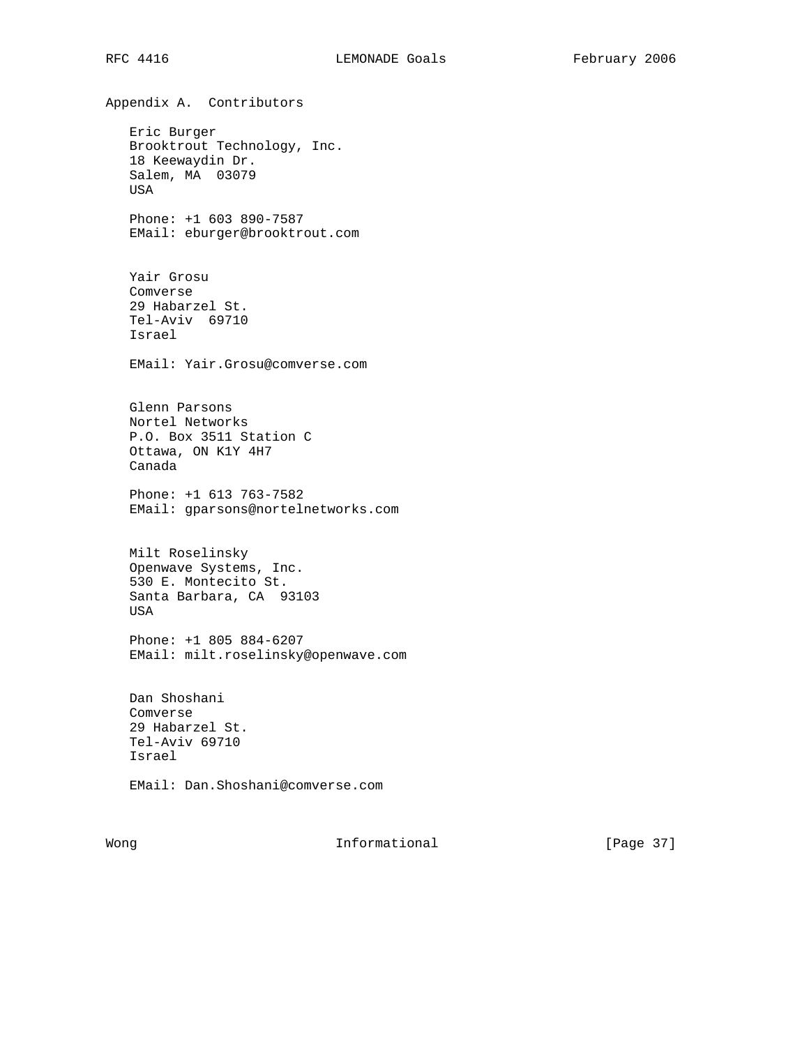## Appendix A. Contributors

Eric Burger
Brooktrout Technology, Inc.
18 Keewaydin Dr.
Salem, MA  03079
USA

Phone: +1 603 890-7587
EMail: eburger@brooktrout.com

Yair Grosu
Comverse
29 Habarzel St.
Tel-Aviv  69710
Israel

EMail: Yair.Grosu@comverse.com

Glenn Parsons
Nortel Networks
P.O. Box 3511 Station C
Ottawa, ON K1Y 4H7
Canada

Phone: +1 613 763-7582
EMail: gparsons@nortelnetworks.com

Milt Roselinsky
Openwave Systems, Inc.
530 E. Montecito St.
Santa Barbara, CA  93103
USA

Phone: +1 805 884-6207
EMail: milt.roselinsky@openwave.com

Dan Shoshani
Comverse
29 Habarzel St.
Tel-Aviv 69710
Israel

EMail: Dan.Shoshani@comverse.com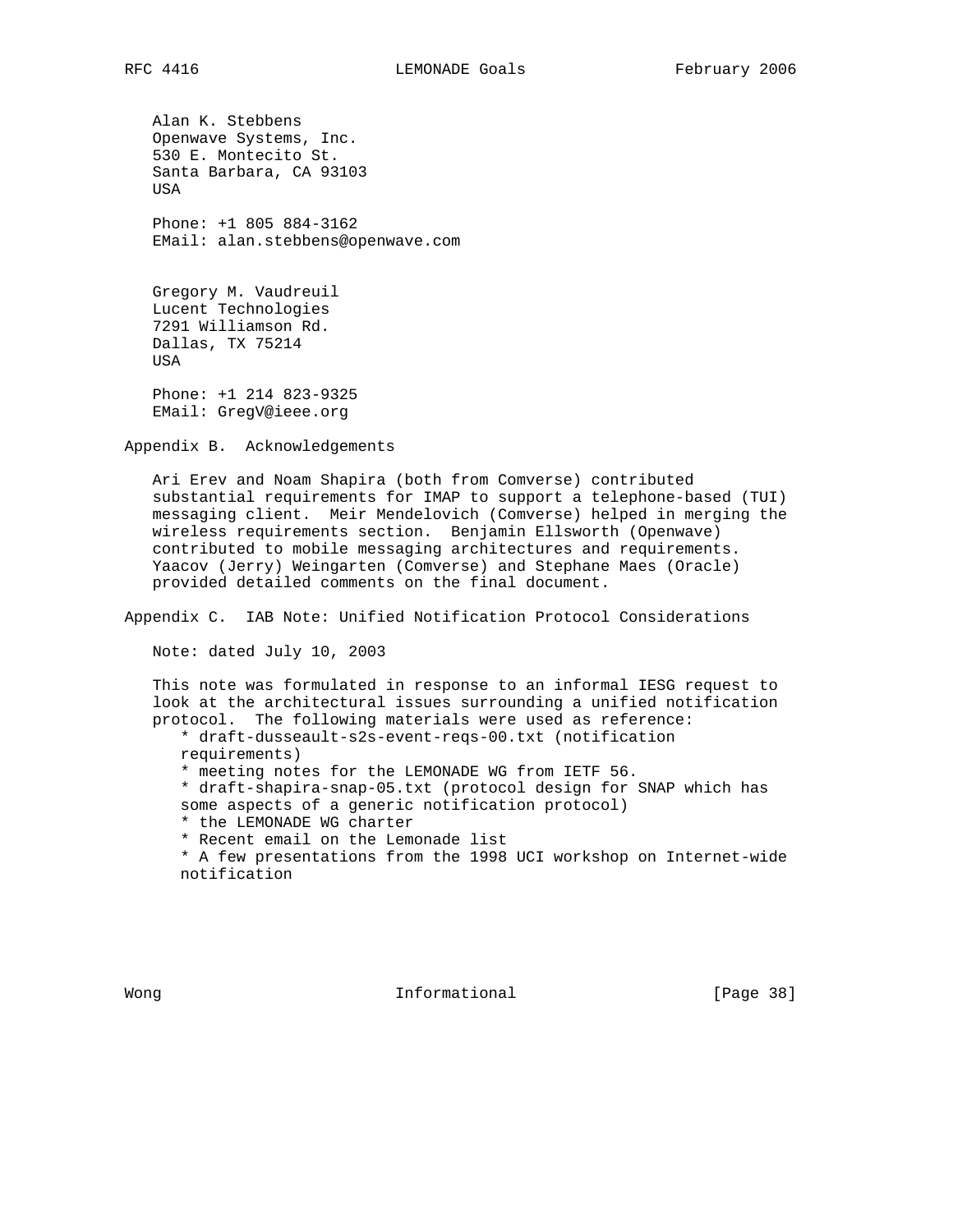Alan K. Stebbens
Openwave Systems, Inc.
530 E. Montecito St.
Santa Barbara, CA 93103
USA

Phone: +1 805 884-3162
EMail: alan.stebbens@openwave.com

Gregory M. Vaudreuil
Lucent Technologies
7291 Williamson Rd.
Dallas, TX 75214
USA

Phone: +1 214 823-9325
EMail: GregV@ieee.org

## Appendix B. Acknowledgements

Ari Erev and Noam Shapira (both from Comverse) contributed substantial requirements for IMAP to support a telephone-based (TUI) messaging client. Meir Mendelovich (Comverse) helped in merging the wireless requirements section. Benjamin Ellsworth (Openwave) contributed to mobile messaging architectures and requirements. Yaacov (Jerry) Weingarten (Comverse) and Stephane Maes (Oracle) provided detailed comments on the final document.

## Appendix C. IAB Note: Unified Notification Protocol Considerations

Note: dated July 10, 2003

This note was formulated in response to an informal IESG request to look at the architectural issues surrounding a unified notification protocol. The following materials were used as reference:

* draft-dusseault-s2s-event-reqs-00.txt (notification requirements)
* meeting notes for the LEMONADE WG from IETF 56.
* draft-shapira-snap-05.txt (protocol design for SNAP which has some aspects of a generic notification protocol)
* the LEMONADE WG charter
* Recent email on the Lemonade list
* A few presentations from the 1998 UCI workshop on Internet-wide notification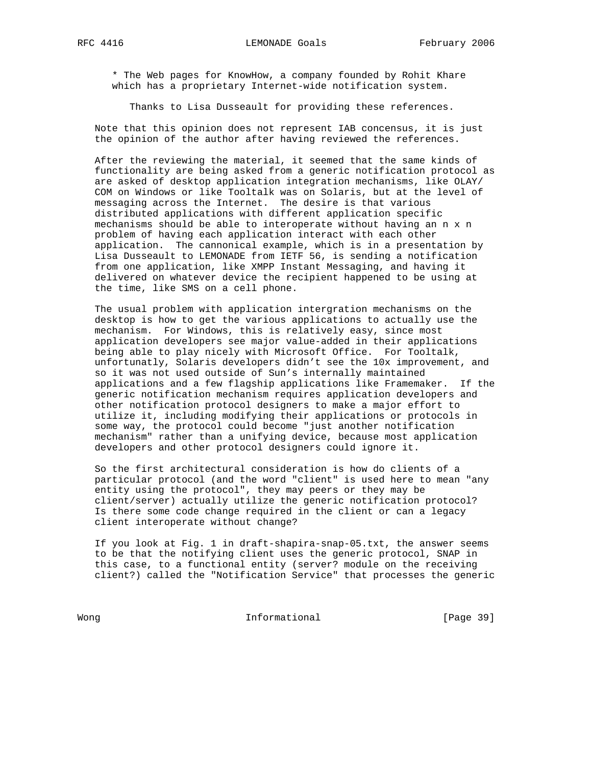* The Web pages for KnowHow, a company founded by Rohit Khare which has a proprietary Internet-wide notification system.

Thanks to Lisa Dusseault for providing these references.

Note that this opinion does not represent IAB concensus, it is just the opinion of the author after having reviewed the references.

After the reviewing the material, it seemed that the same kinds of functionality are being asked from a generic notification protocol as are asked of desktop application integration mechanisms, like OLAY/COM on Windows or like Tooltalk was on Solaris, but at the level of messaging across the Internet. The desire is that various distributed applications with different application specific mechanisms should be able to interoperate without having an n x n problem of having each application interact with each other application. The cannonical example, which is in a presentation by Lisa Dusseault to LEMONADE from IETF 56, is sending a notification from one application, like XMPP Instant Messaging, and having it delivered on whatever device the recipient happened to be using at the time, like SMS on a cell phone.

The usual problem with application intergration mechanisms on the desktop is how to get the various applications to actually use the mechanism. For Windows, this is relatively easy, since most application developers see major value-added in their applications being able to play nicely with Microsoft Office. For Tooltalk, unfortunatly, Solaris developers didn't see the 10x improvement, and so it was not used outside of Sun's internally maintained applications and a few flagship applications like Framemaker. If the generic notification mechanism requires application developers and other notification protocol designers to make a major effort to utilize it, including modifying their applications or protocols in some way, the protocol could become "just another notification mechanism" rather than a unifying device, because most application developers and other protocol designers could ignore it.

So the first architectural consideration is how do clients of a particular protocol (and the word "client" is used here to mean "any entity using the protocol", they may peers or they may be client/server) actually utilize the generic notification protocol? Is there some code change required in the client or can a legacy client interoperate without change?

If you look at Fig. 1 in draft-shapira-snap-05.txt, the answer seems to be that the notifying client uses the generic protocol, SNAP in this case, to a functional entity (server? module on the receiving client?) called the "Notification Service" that processes the generic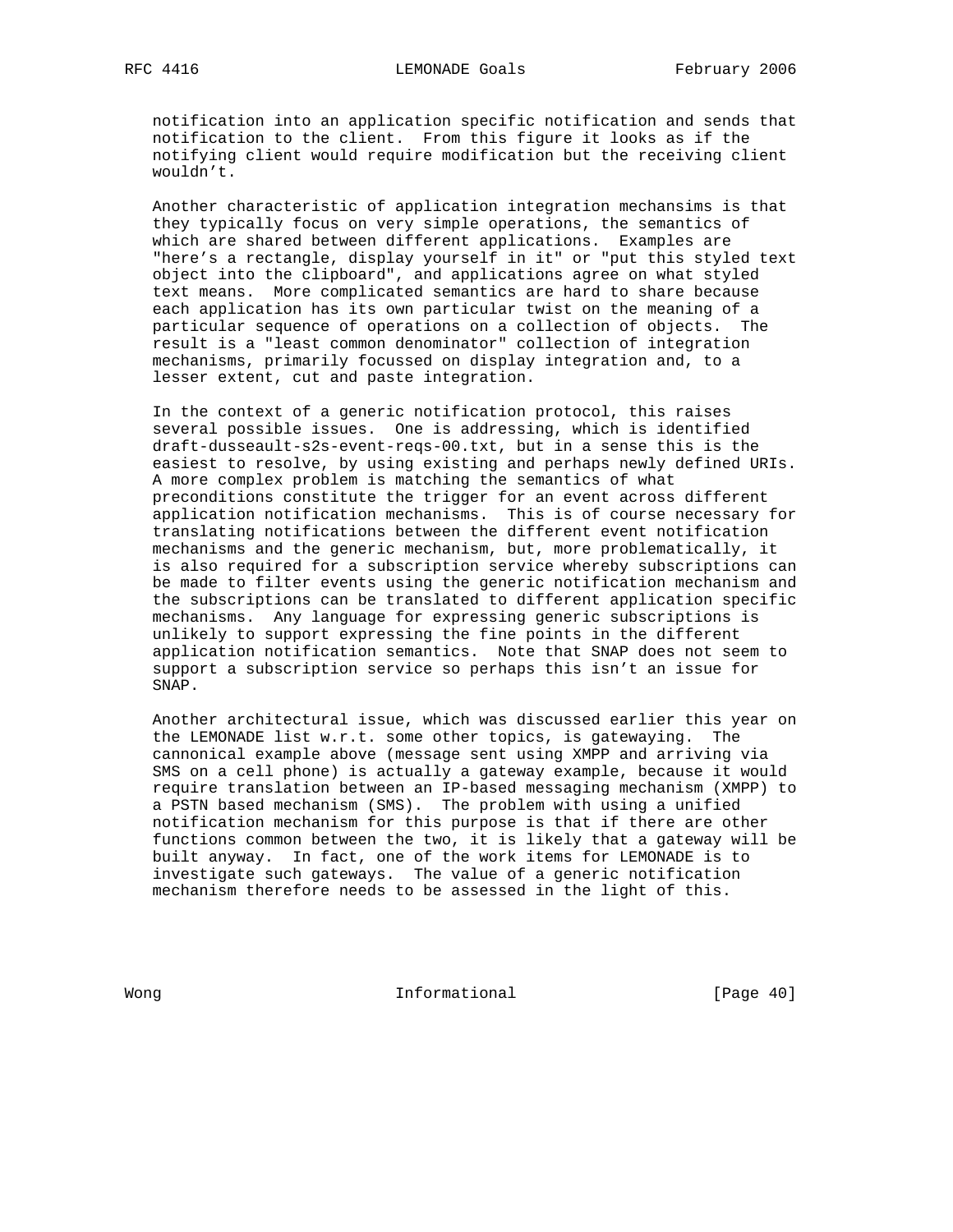notification into an application specific notification and sends that notification to the client. From this figure it looks as if the notifying client would require modification but the receiving client wouldn't.

Another characteristic of application integration mechansims is that they typically focus on very simple operations, the semantics of which are shared between different applications. Examples are "here's a rectangle, display yourself in it" or "put this styled text object into the clipboard", and applications agree on what styled text means. More complicated semantics are hard to share because each application has its own particular twist on the meaning of a particular sequence of operations on a collection of objects. The result is a "least common denominator" collection of integration mechanisms, primarily focussed on display integration and, to a lesser extent, cut and paste integration.

In the context of a generic notification protocol, this raises several possible issues. One is addressing, which is identified draft-dusseault-s2s-event-reqs-00.txt, but in a sense this is the easiest to resolve, by using existing and perhaps newly defined URIs. A more complex problem is matching the semantics of what preconditions constitute the trigger for an event across different application notification mechanisms. This is of course necessary for translating notifications between the different event notification mechanisms and the generic mechanism, but, more problematically, it is also required for a subscription service whereby subscriptions can be made to filter events using the generic notification mechanism and the subscriptions can be translated to different application specific mechanisms. Any language for expressing generic subscriptions is unlikely to support expressing the fine points in the different application notification semantics. Note that SNAP does not seem to support a subscription service so perhaps this isn't an issue for SNAP.

Another architectural issue, which was discussed earlier this year on the LEMONADE list w.r.t. some other topics, is gatewaying. The cannonical example above (message sent using XMPP and arriving via SMS on a cell phone) is actually a gateway example, because it would require translation between an IP-based messaging mechanism (XMPP) to a PSTN based mechanism (SMS). The problem with using a unified notification mechanism for this purpose is that if there are other functions common between the two, it is likely that a gateway will be built anyway. In fact, one of the work items for LEMONADE is to investigate such gateways. The value of a generic notification mechanism therefore needs to be assessed in the light of this.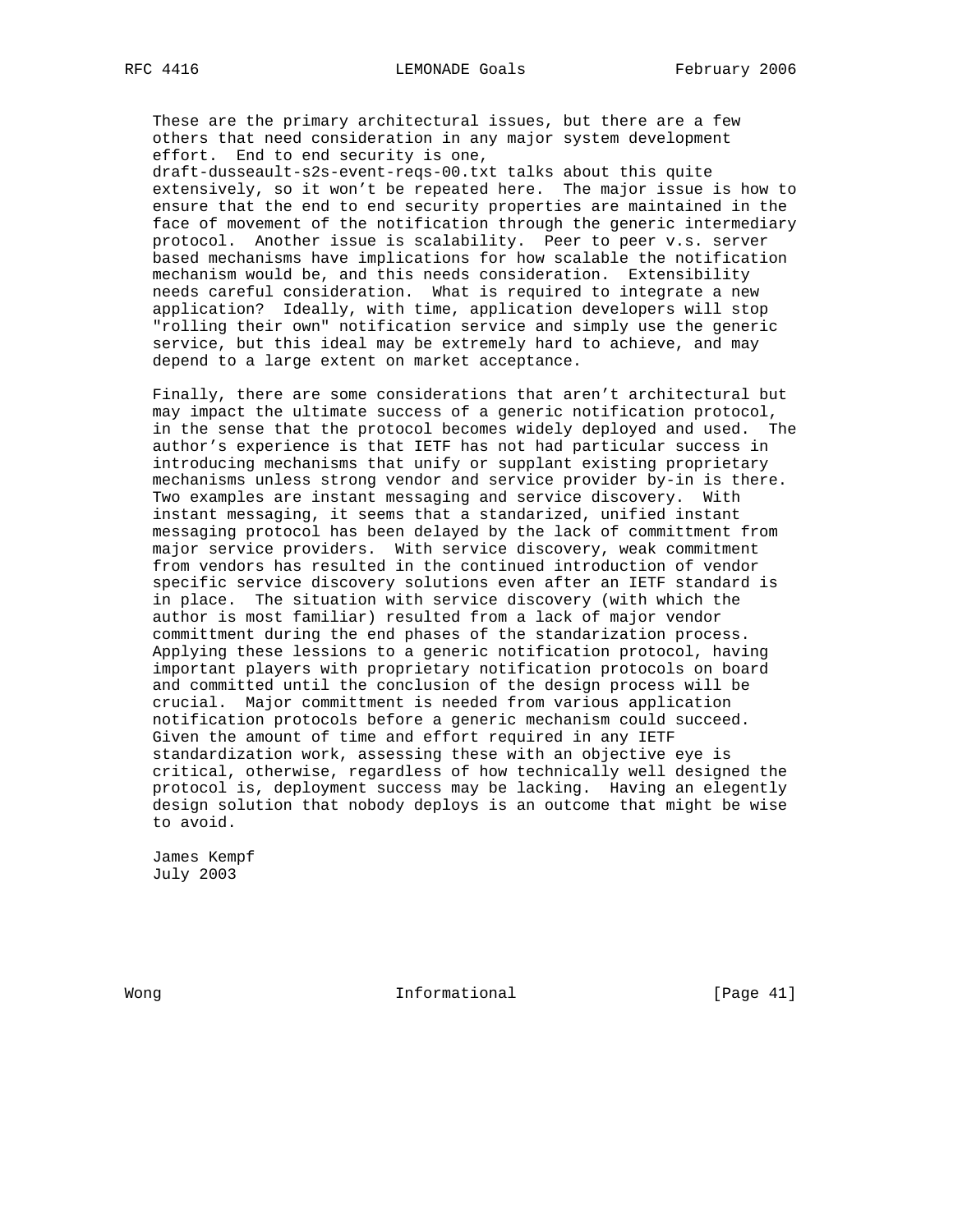These are the primary architectural issues, but there are a few others that need consideration in any major system development effort. End to end security is one, draft-dusseault-s2s-event-reqs-00.txt talks about this quite extensively, so it won't be repeated here. The major issue is how to ensure that the end to end security properties are maintained in the face of movement of the notification through the generic intermediary protocol. Another issue is scalability. Peer to peer v.s. server based mechanisms have implications for how scalable the notification mechanism would be, and this needs consideration. Extensibility needs careful consideration. What is required to integrate a new application? Ideally, with time, application developers will stop "rolling their own" notification service and simply use the generic service, but this ideal may be extremely hard to achieve, and may depend to a large extent on market acceptance.

Finally, there are some considerations that aren't architectural but may impact the ultimate success of a generic notification protocol, in the sense that the protocol becomes widely deployed and used. The author's experience is that IETF has not had particular success in introducing mechanisms that unify or supplant existing proprietary mechanisms unless strong vendor and service provider by-in is there. Two examples are instant messaging and service discovery. With instant messaging, it seems that a standarized, unified instant messaging protocol has been delayed by the lack of committment from major service providers. With service discovery, weak commitment from vendors has resulted in the continued introduction of vendor specific service discovery solutions even after an IETF standard is in place. The situation with service discovery (with which the author is most familiar) resulted from a lack of major vendor committment during the end phases of the standarization process. Applying these lessions to a generic notification protocol, having important players with proprietary notification protocols on board and committed until the conclusion of the design process will be crucial. Major committment is needed from various application notification protocols before a generic mechanism could succeed. Given the amount of time and effort required in any IETF standardization work, assessing these with an objective eye is critical, otherwise, regardless of how technically well designed the protocol is, deployment success may be lacking. Having an elegently design solution that nobody deploys is an outcome that might be wise to avoid.

James Kempf
July 2003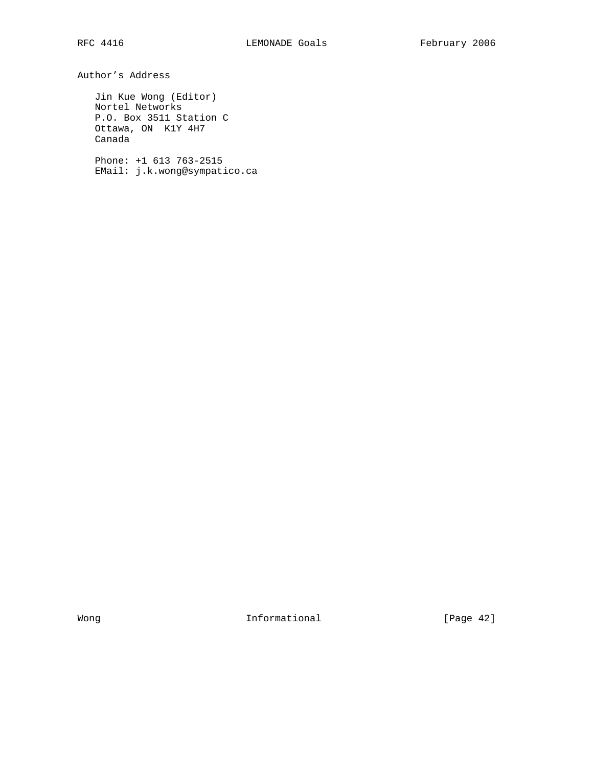## Author's Address

Jin Kue Wong (Editor)
Nortel Networks
P.O. Box 3511 Station C
Ottawa, ON  K1Y 4H7
Canada

Phone: +1 613 763-2515
EMail: j.k.wong@sympatico.ca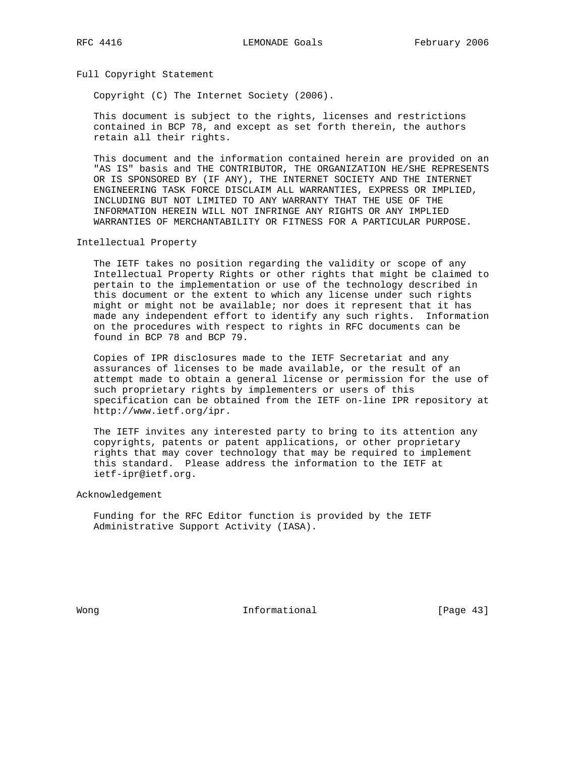## Full Copyright Statement

Copyright (C) The Internet Society (2006).

This document is subject to the rights, licenses and restrictions contained in BCP 78, and except as set forth therein, the authors retain all their rights.

This document and the information contained herein are provided on an "AS IS" basis and THE CONTRIBUTOR, THE ORGANIZATION HE/SHE REPRESENTS OR IS SPONSORED BY (IF ANY), THE INTERNET SOCIETY AND THE INTERNET ENGINEERING TASK FORCE DISCLAIM ALL WARRANTIES, EXPRESS OR IMPLIED, INCLUDING BUT NOT LIMITED TO ANY WARRANTY THAT THE USE OF THE INFORMATION HEREIN WILL NOT INFRINGE ANY RIGHTS OR ANY IMPLIED WARRANTIES OF MERCHANTABILITY OR FITNESS FOR A PARTICULAR PURPOSE.

## Intellectual Property

The IETF takes no position regarding the validity or scope of any Intellectual Property Rights or other rights that might be claimed to pertain to the implementation or use of the technology described in this document or the extent to which any license under such rights might or might not be available; nor does it represent that it has made any independent effort to identify any such rights. Information on the procedures with respect to rights in RFC documents can be found in BCP 78 and BCP 79.

Copies of IPR disclosures made to the IETF Secretariat and any assurances of licenses to be made available, or the result of an attempt made to obtain a general license or permission for the use of such proprietary rights by implementers or users of this specification can be obtained from the IETF on-line IPR repository at http://www.ietf.org/ipr.

The IETF invites any interested party to bring to its attention any copyrights, patents or patent applications, or other proprietary rights that may cover technology that may be required to implement this standard. Please address the information to the IETF at ietf-ipr@ietf.org.

## Acknowledgement

Funding for the RFC Editor function is provided by the IETF Administrative Support Activity (IASA).